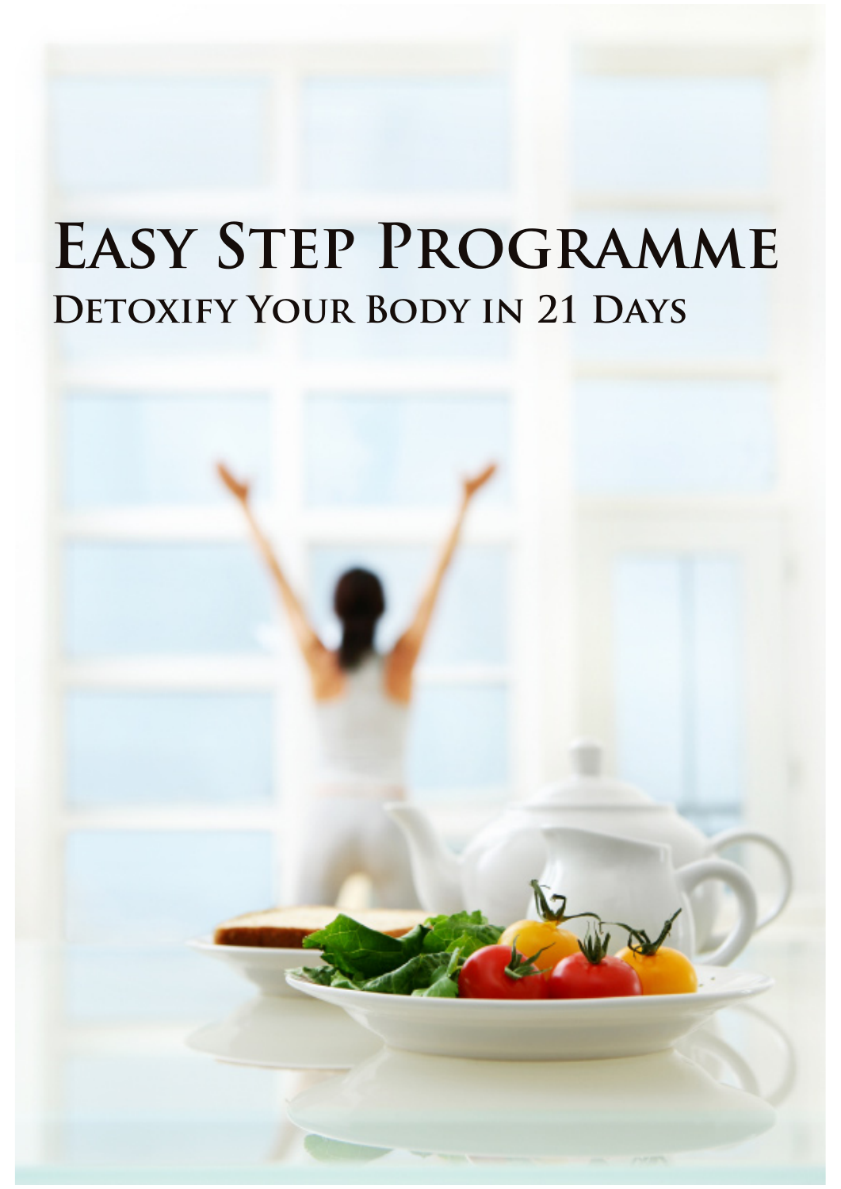# Easy Step Programme

## Detoxify Your Body in 21 Days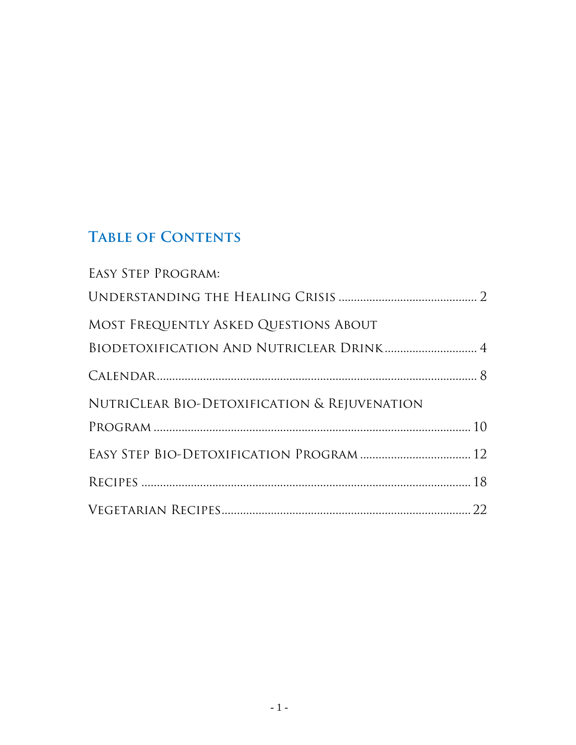## Table of Contents

Easy Step Program:
Understanding the Healing Crisis ........................................... 2

Most Frequently Asked Questions About
Biodetoxification And Nutriclear Drink ............................. 4

Calendar ........................................................................................ 8

NutriClear Bio-Detoxification & Rejuvenation
Program ........................................................................................ 10

Easy Step Bio-Detoxification Program .................................. 12

Recipes .......................................................................................... 18

Vegetarian Recipes ..................................................................... 22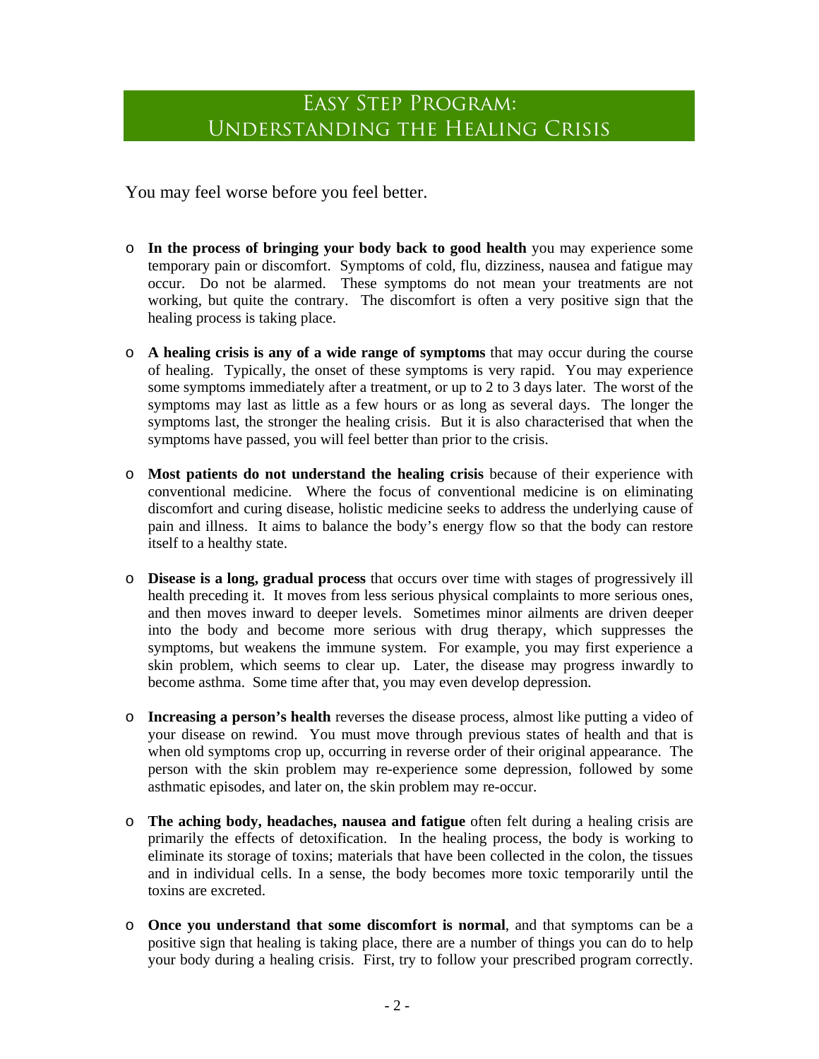# Easy Step Program: Understanding the Healing Crisis

You may feel worse before you feel better.

- **In the process of bringing your body back to good health** you may experience some temporary pain or discomfort. Symptoms of cold, flu, dizziness, nausea and fatigue may occur. Do not be alarmed. These symptoms do not mean your treatments are not working, but quite the contrary. The discomfort is often a very positive sign that the healing process is taking place.

- **A healing crisis is any of a wide range of symptoms** that may occur during the course of healing. Typically, the onset of these symptoms is very rapid. You may experience some symptoms immediately after a treatment, or up to 2 to 3 days later. The worst of the symptoms may last as little as a few hours or as long as several days. The longer the symptoms last, the stronger the healing crisis. But it is also characterised that when the symptoms have passed, you will feel better than prior to the crisis.

- **Most patients do not understand the healing crisis** because of their experience with conventional medicine. Where the focus of conventional medicine is on eliminating discomfort and curing disease, holistic medicine seeks to address the underlying cause of pain and illness. It aims to balance the body's energy flow so that the body can restore itself to a healthy state.

- **Disease is a long, gradual process** that occurs over time with stages of progressively ill health preceding it. It moves from less serious physical complaints to more serious ones, and then moves inward to deeper levels. Sometimes minor ailments are driven deeper into the body and become more serious with drug therapy, which suppresses the symptoms, but weakens the immune system. For example, you may first experience a skin problem, which seems to clear up. Later, the disease may progress inwardly to become asthma. Some time after that, you may even develop depression.

- **Increasing a person's health** reverses the disease process, almost like putting a video of your disease on rewind. You must move through previous states of health and that is when old symptoms crop up, occurring in reverse order of their original appearance. The person with the skin problem may re-experience some depression, followed by some asthmatic episodes, and later on, the skin problem may re-occur.

- **The aching body, headaches, nausea and fatigue** often felt during a healing crisis are primarily the effects of detoxification. In the healing process, the body is working to eliminate its storage of toxins; materials that have been collected in the colon, the tissues and in individual cells. In a sense, the body becomes more toxic temporarily until the toxins are excreted.

- **Once you understand that some discomfort is normal**, and that symptoms can be a positive sign that healing is taking place, there are a number of things you can do to help your body during a healing crisis. First, try to follow your prescribed program correctly.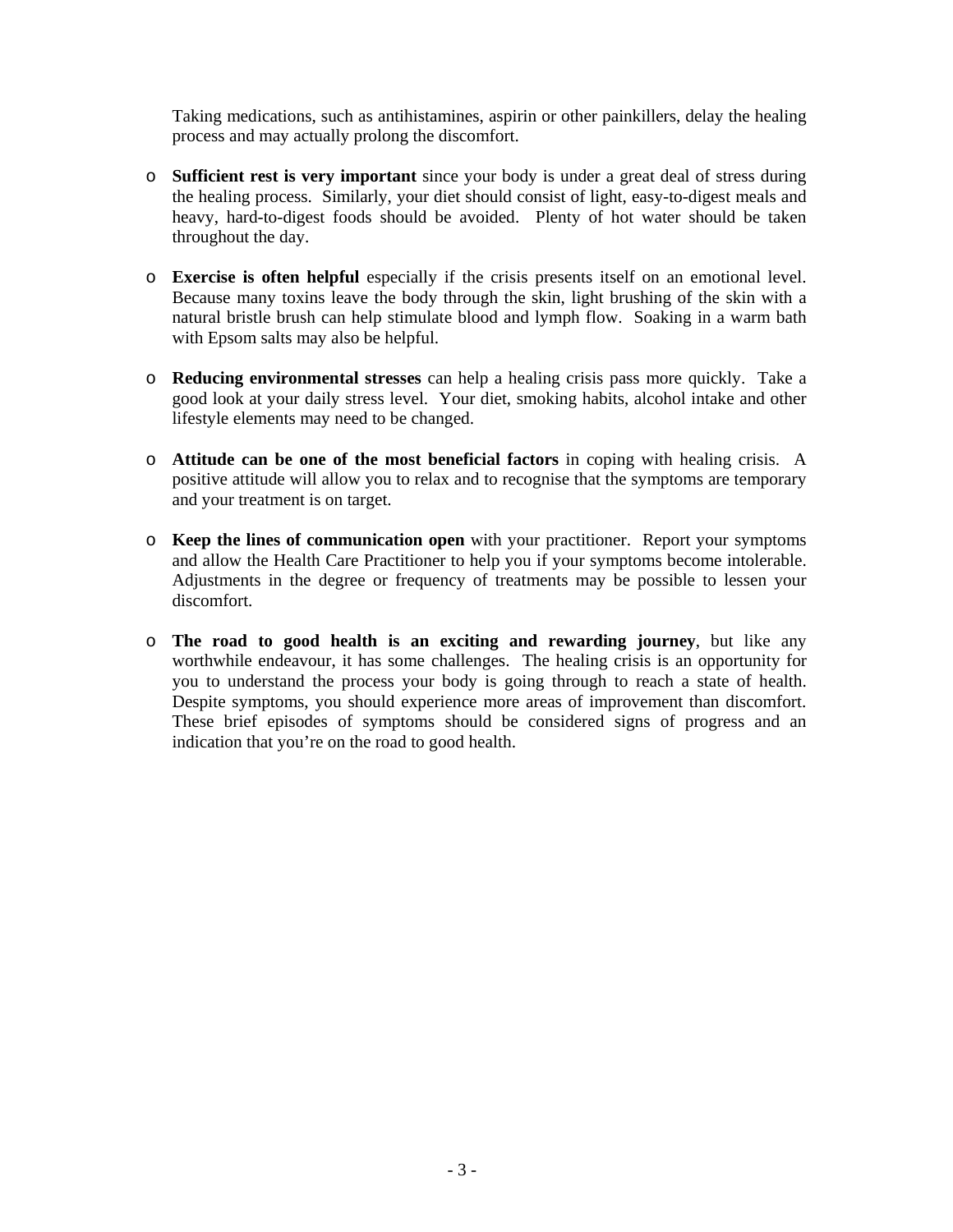Taking medications, such as antihistamines, aspirin or other painkillers, delay the healing process and may actually prolong the discomfort.

- **Sufficient rest is very important** since your body is under a great deal of stress during the healing process. Similarly, your diet should consist of light, easy-to-digest meals and heavy, hard-to-digest foods should be avoided. Plenty of hot water should be taken throughout the day.

- **Exercise is often helpful** especially if the crisis presents itself on an emotional level. Because many toxins leave the body through the skin, light brushing of the skin with a natural bristle brush can help stimulate blood and lymph flow. Soaking in a warm bath with Epsom salts may also be helpful.

- **Reducing environmental stresses** can help a healing crisis pass more quickly. Take a good look at your daily stress level. Your diet, smoking habits, alcohol intake and other lifestyle elements may need to be changed.

- **Attitude can be one of the most beneficial factors** in coping with healing crisis. A positive attitude will allow you to relax and to recognise that the symptoms are temporary and your treatment is on target.

- **Keep the lines of communication open** with your practitioner. Report your symptoms and allow the Health Care Practitioner to help you if your symptoms become intolerable. Adjustments in the degree or frequency of treatments may be possible to lessen your discomfort.

- **The road to good health is an exciting and rewarding journey**, but like any worthwhile endeavour, it has some challenges. The healing crisis is an opportunity for you to understand the process your body is going through to reach a state of health. Despite symptoms, you should experience more areas of improvement than discomfort. These brief episodes of symptoms should be considered signs of progress and an indication that you're on the road to good health.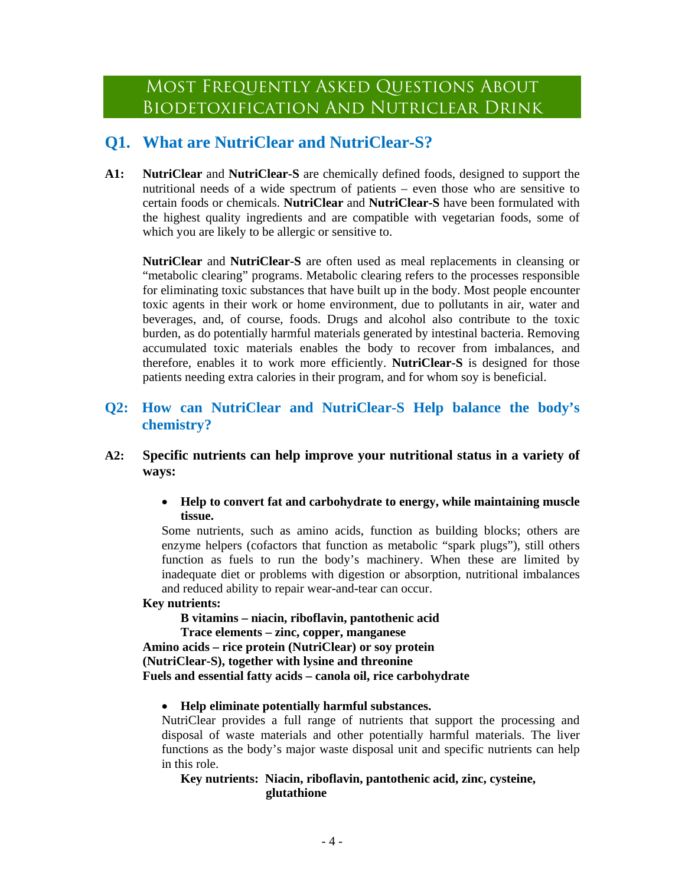# Most Frequently Asked Questions About Biodetoxification And NutriClear Drink

## Q1. What are NutriClear and NutriClear-S?

**A1:** **NutriClear** and **NutriClear-S** are chemically defined foods, designed to support the nutritional needs of a wide spectrum of patients – even those who are sensitive to certain foods or chemicals. **NutriClear** and **NutriClear-S** have been formulated with the highest quality ingredients and are compatible with vegetarian foods, some of which you are likely to be allergic or sensitive to.

**NutriClear** and **NutriClear-S** are often used as meal replacements in cleansing or "metabolic clearing" programs. Metabolic clearing refers to the processes responsible for eliminating toxic substances that have built up in the body. Most people encounter toxic agents in their work or home environment, due to pollutants in air, water and beverages, and, of course, foods. Drugs and alcohol also contribute to the toxic burden, as do potentially harmful materials generated by intestinal bacteria. Removing accumulated toxic materials enables the body to recover from imbalances, and therefore, enables it to work more efficiently. **NutriClear-S** is designed for those patients needing extra calories in their program, and for whom soy is beneficial.

## Q2: How can NutriClear and NutriClear-S Help balance the body's chemistry?

**A2: Specific nutrients can help improve your nutritional status in a variety of ways:**

- **Help to convert fat and carbohydrate to energy, while maintaining muscle tissue.**

  Some nutrients, such as amino acids, function as building blocks; others are enzyme helpers (cofactors that function as metabolic "spark plugs"), still others function as fuels to run the body's machinery. When these are limited by inadequate diet or problems with digestion or absorption, nutritional imbalances and reduced ability to repair wear-and-tear can occur.

**Key nutrients:**

**B vitamins – niacin, riboflavin, pantothenic acid**

**Trace elements – zinc, copper, manganese**

**Amino acids – rice protein (NutriClear) or soy protein (NutriClear-S), together with lysine and threonine**

**Fuels and essential fatty acids – canola oil, rice carbohydrate**

- **Help eliminate potentially harmful substances.**

  NutriClear provides a full range of nutrients that support the processing and disposal of waste materials and other potentially harmful materials. The liver functions as the body's major waste disposal unit and specific nutrients can help in this role.

  **Key nutrients: Niacin, riboflavin, pantothenic acid, zinc, cysteine, glutathione**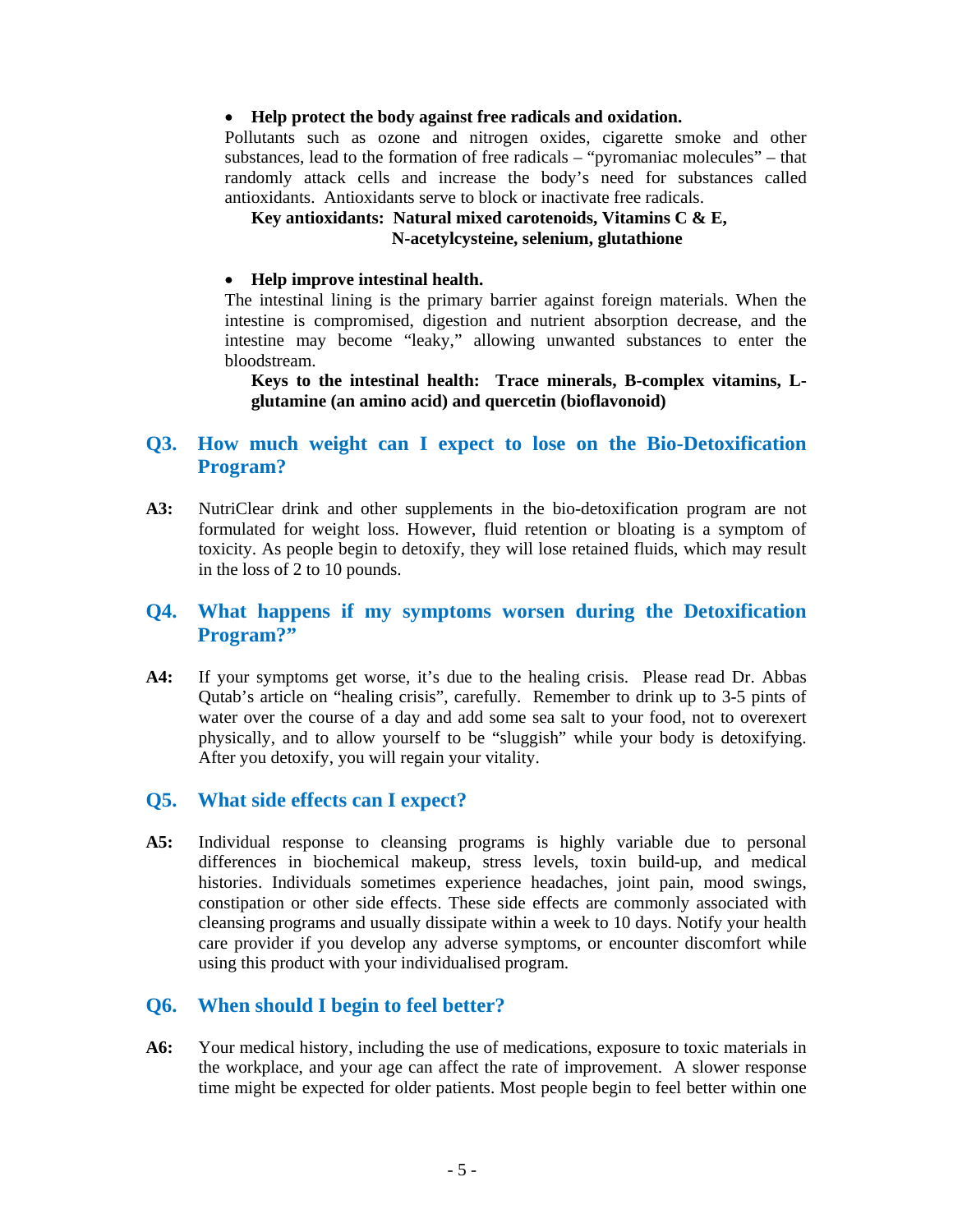- **Help protect the body against free radicals and oxidation.**

Pollutants such as ozone and nitrogen oxides, cigarette smoke and other substances, lead to the formation of free radicals – "pyromaniac molecules" – that randomly attack cells and increase the body's need for substances called antioxidants. Antioxidants serve to block or inactivate free radicals.

**Key antioxidants: Natural mixed carotenoids, Vitamins C & E, N-acetylcysteine, selenium, glutathione**

- **Help improve intestinal health.**

The intestinal lining is the primary barrier against foreign materials. When the intestine is compromised, digestion and nutrient absorption decrease, and the intestine may become "leaky," allowing unwanted substances to enter the bloodstream.

**Keys to the intestinal health: Trace minerals, B-complex vitamins, L-glutamine (an amino acid) and quercetin (bioflavonoid)**

## Q3. How much weight can I expect to lose on the Bio-Detoxification Program?

**A3:** NutriClear drink and other supplements in the bio-detoxification program are not formulated for weight loss. However, fluid retention or bloating is a symptom of toxicity. As people begin to detoxify, they will lose retained fluids, which may result in the loss of 2 to 10 pounds.

## Q4. What happens if my symptoms worsen during the Detoxification Program?"

**A4:** If your symptoms get worse, it's due to the healing crisis. Please read Dr. Abbas Qutab's article on "healing crisis", carefully. Remember to drink up to 3-5 pints of water over the course of a day and add some sea salt to your food, not to overexert physically, and to allow yourself to be "sluggish" while your body is detoxifying. After you detoxify, you will regain your vitality.

## Q5. What side effects can I expect?

**A5:** Individual response to cleansing programs is highly variable due to personal differences in biochemical makeup, stress levels, toxin build-up, and medical histories. Individuals sometimes experience headaches, joint pain, mood swings, constipation or other side effects. These side effects are commonly associated with cleansing programs and usually dissipate within a week to 10 days. Notify your health care provider if you develop any adverse symptoms, or encounter discomfort while using this product with your individualised program.

## Q6. When should I begin to feel better?

**A6:** Your medical history, including the use of medications, exposure to toxic materials in the workplace, and your age can affect the rate of improvement. A slower response time might be expected for older patients. Most people begin to feel better within one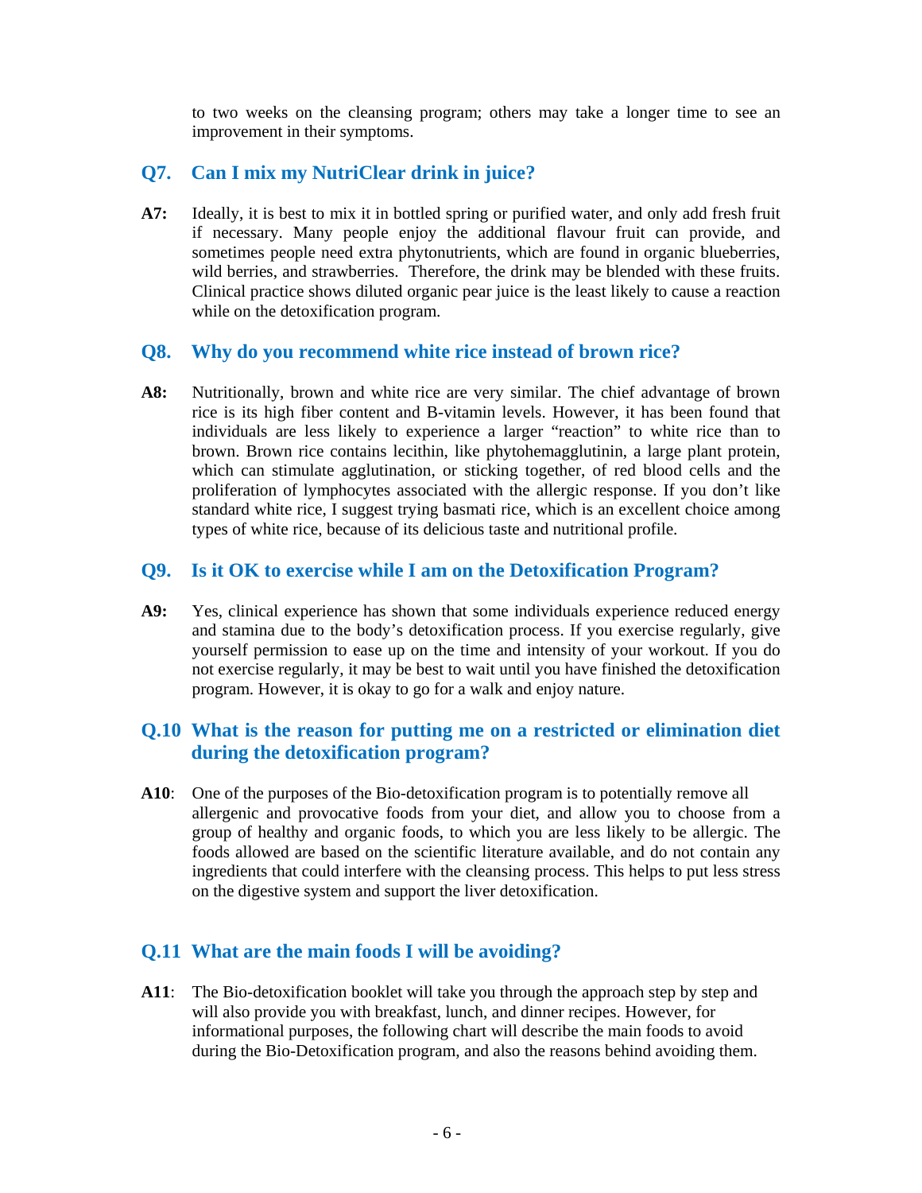to two weeks on the cleansing program; others may take a longer time to see an improvement in their symptoms.

## Q7. Can I mix my NutriClear drink in juice?

**A7:** Ideally, it is best to mix it in bottled spring or purified water, and only add fresh fruit if necessary. Many people enjoy the additional flavour fruit can provide, and sometimes people need extra phytonutrients, which are found in organic blueberries, wild berries, and strawberries. Therefore, the drink may be blended with these fruits. Clinical practice shows diluted organic pear juice is the least likely to cause a reaction while on the detoxification program.

## Q8. Why do you recommend white rice instead of brown rice?

**A8:** Nutritionally, brown and white rice are very similar. The chief advantage of brown rice is its high fiber content and B-vitamin levels. However, it has been found that individuals are less likely to experience a larger "reaction" to white rice than to brown. Brown rice contains lecithin, like phytohemagglutinin, a large plant protein, which can stimulate agglutination, or sticking together, of red blood cells and the proliferation of lymphocytes associated with the allergic response. If you don't like standard white rice, I suggest trying basmati rice, which is an excellent choice among types of white rice, because of its delicious taste and nutritional profile.

## Q9. Is it OK to exercise while I am on the Detoxification Program?

**A9:** Yes, clinical experience has shown that some individuals experience reduced energy and stamina due to the body's detoxification process. If you exercise regularly, give yourself permission to ease up on the time and intensity of your workout. If you do not exercise regularly, it may be best to wait until you have finished the detoxification program. However, it is okay to go for a walk and enjoy nature.

## Q.10 What is the reason for putting me on a restricted or elimination diet during the detoxification program?

**A10**: One of the purposes of the Bio-detoxification program is to potentially remove all allergenic and provocative foods from your diet, and allow you to choose from a group of healthy and organic foods, to which you are less likely to be allergic. The foods allowed are based on the scientific literature available, and do not contain any ingredients that could interfere with the cleansing process. This helps to put less stress on the digestive system and support the liver detoxification.

## Q.11 What are the main foods I will be avoiding?

**A11**: The Bio-detoxification booklet will take you through the approach step by step and will also provide you with breakfast, lunch, and dinner recipes. However, for informational purposes, the following chart will describe the main foods to avoid during the Bio-Detoxification program, and also the reasons behind avoiding them.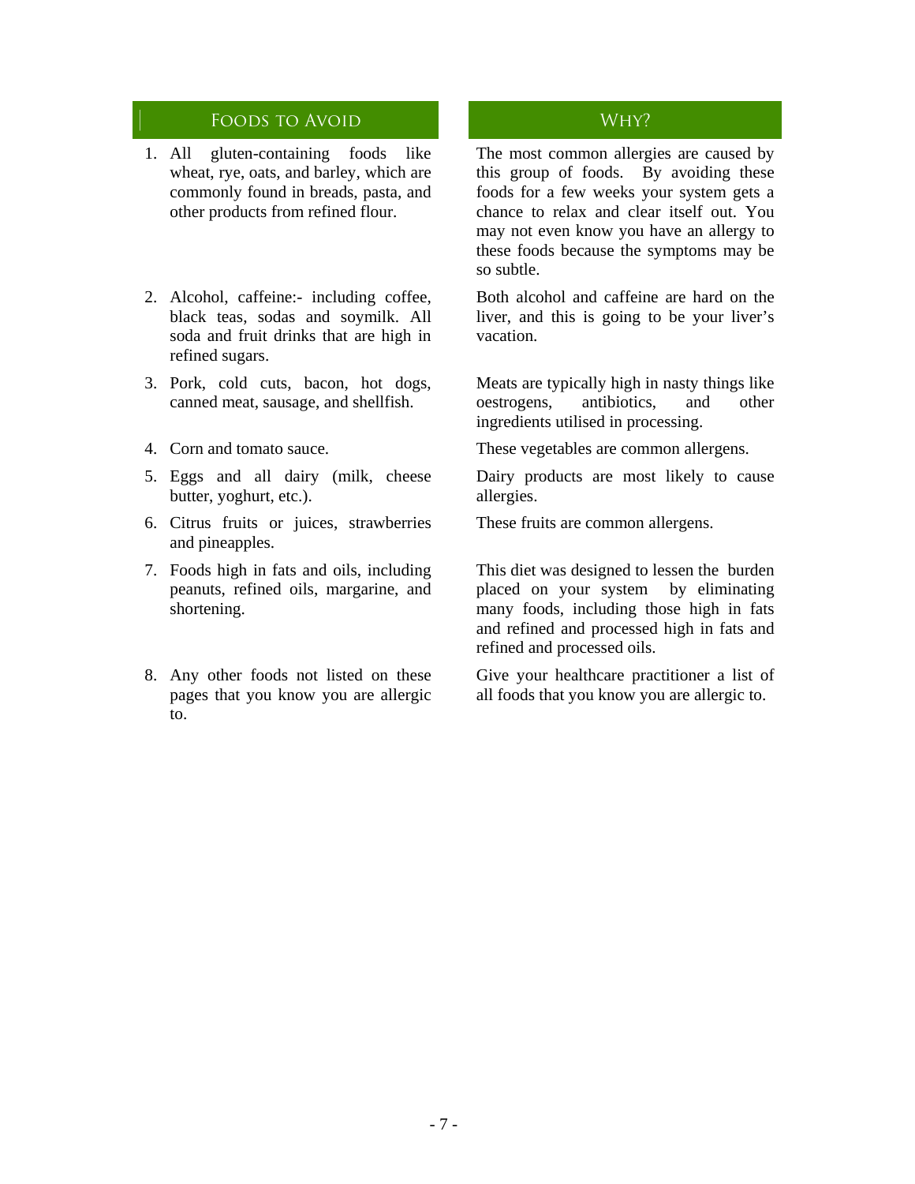| Foods to Avoid | Why? |
| --- | --- |
| 1. All gluten-containing foods like wheat, rye, oats, and barley, which are commonly found in breads, pasta, and other products from refined flour. | The most common allergies are caused by this group of foods. By avoiding these foods for a few weeks your system gets a chance to relax and clear itself out. You may not even know you have an allergy to these foods because the symptoms may be so subtle. |
| 2. Alcohol, caffeine:- including coffee, black teas, sodas and soymilk. All soda and fruit drinks that are high in refined sugars. | Both alcohol and caffeine are hard on the liver, and this is going to be your liver's vacation. |
| 3. Pork, cold cuts, bacon, hot dogs, canned meat, sausage, and shellfish. | Meats are typically high in nasty things like oestrogens, antibiotics, and other ingredients utilised in processing. |
| 4. Corn and tomato sauce. | These vegetables are common allergens. |
| 5. Eggs and all dairy (milk, cheese butter, yoghurt, etc.). | Dairy products are most likely to cause allergies. |
| 6. Citrus fruits or juices, strawberries and pineapples. | These fruits are common allergens. |
| 7. Foods high in fats and oils, including peanuts, refined oils, margarine, and shortening. | This diet was designed to lessen the burden placed on your system by eliminating many foods, including those high in fats and refined and processed high in fats and refined and processed oils. |
| 8. Any other foods not listed on these pages that you know you are allergic to. | Give your healthcare practitioner a list of all foods that you know you are allergic to. |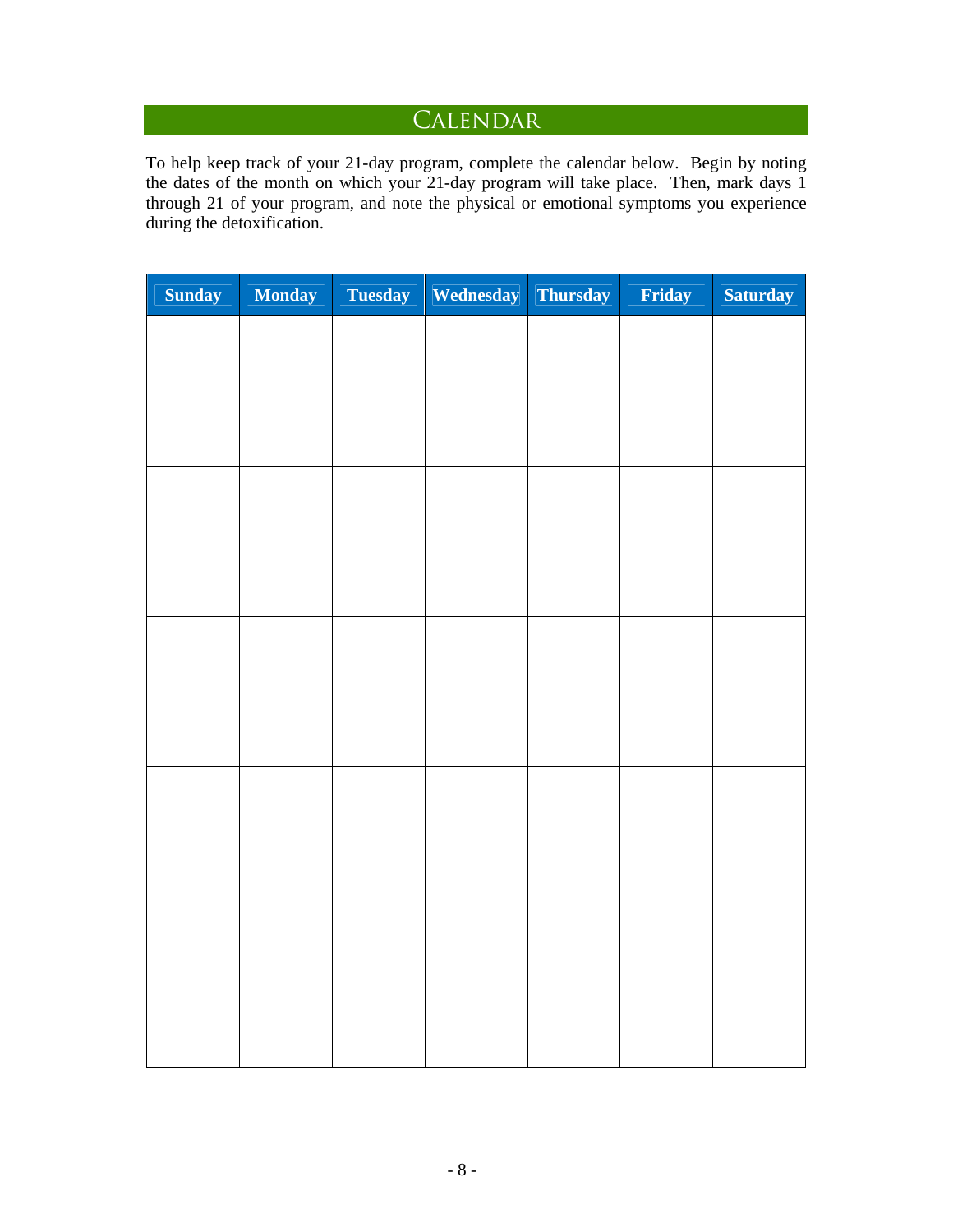## Calendar

To help keep track of your 21-day program, complete the calendar below. Begin by noting the dates of the month on which your 21-day program will take place. Then, mark days 1 through 21 of your program, and note the physical or emotional symptoms you experience during the detoxification.

| Sunday | Monday | Tuesday | Wednesday | Thursday | Friday | Saturday |
|---|---|---|---|---|---|---|
| | | | | | | |
| | | | | | | |
| | | | | | | |
| | | | | | | |
| | | | | | | |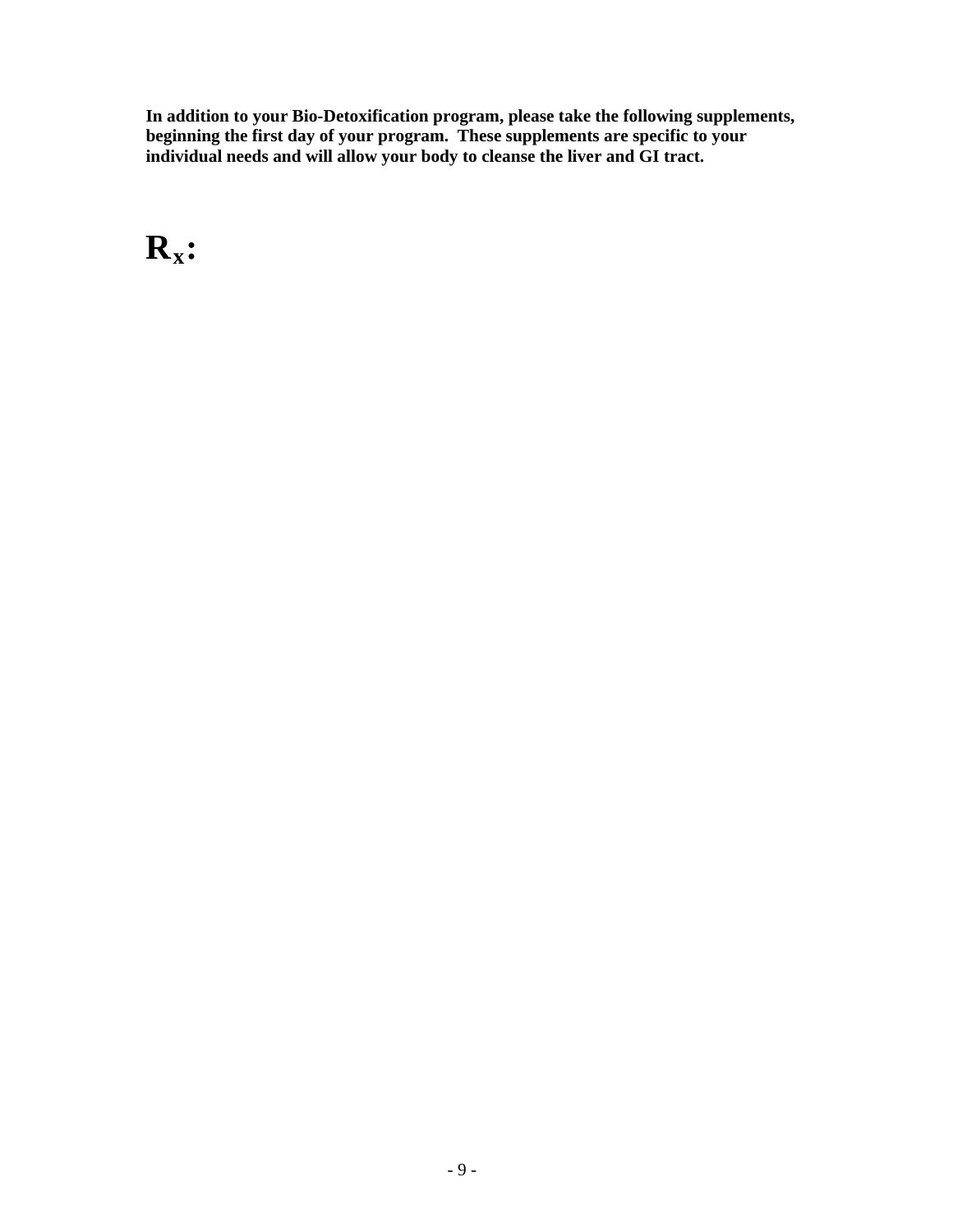**In addition to your Bio-Detoxification program, please take the following supplements, beginning the first day of your program. These supplements are specific to your individual needs and will allow your body to cleanse the liver and GI tract.**

# $R_x$: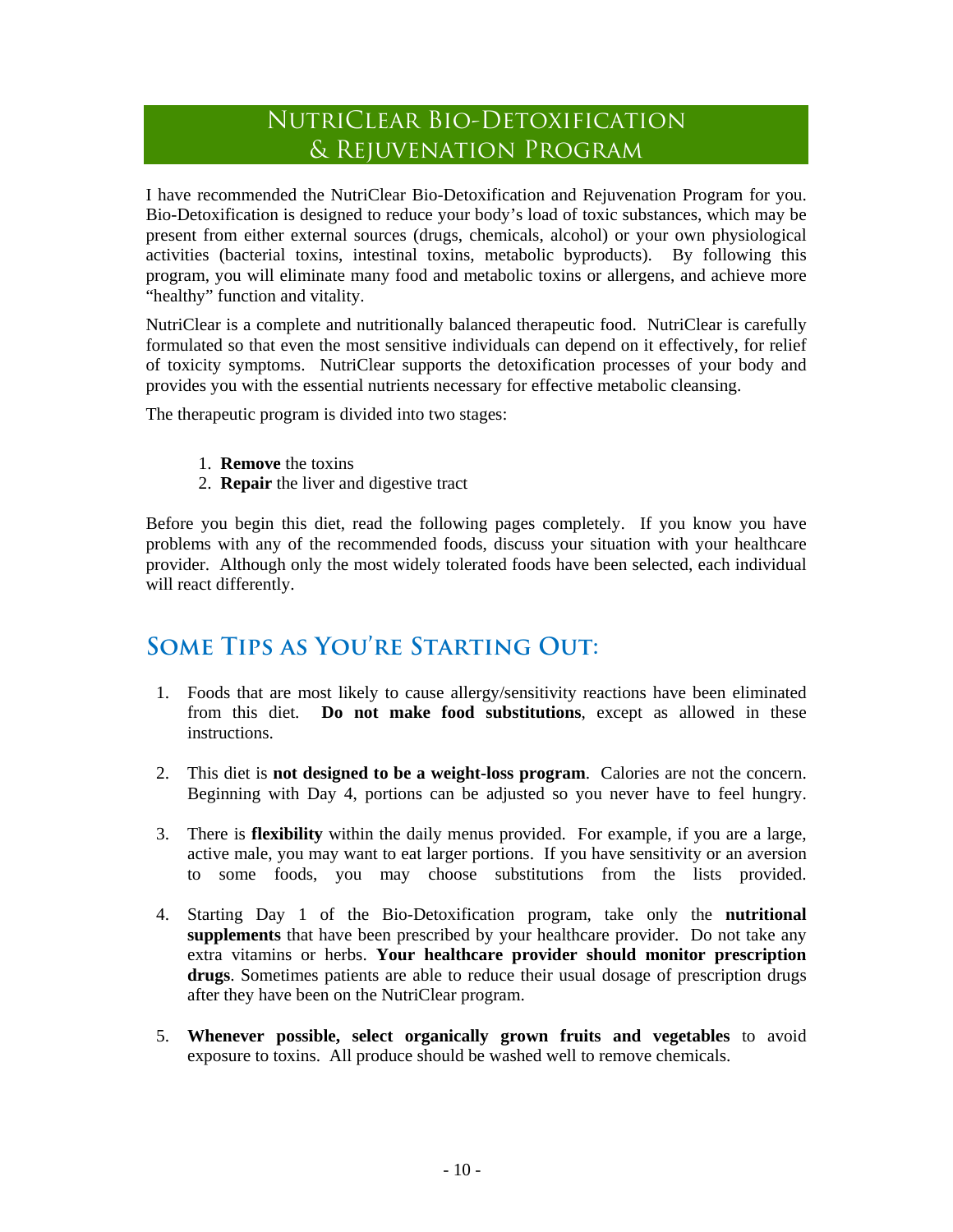# NutriClear Bio-Detoxification & Rejuvenation Program

I have recommended the NutriClear Bio-Detoxification and Rejuvenation Program for you. Bio-Detoxification is designed to reduce your body's load of toxic substances, which may be present from either external sources (drugs, chemicals, alcohol) or your own physiological activities (bacterial toxins, intestinal toxins, metabolic byproducts). By following this program, you will eliminate many food and metabolic toxins or allergens, and achieve more "healthy" function and vitality.

NutriClear is a complete and nutritionally balanced therapeutic food. NutriClear is carefully formulated so that even the most sensitive individuals can depend on it effectively, for relief of toxicity symptoms. NutriClear supports the detoxification processes of your body and provides you with the essential nutrients necessary for effective metabolic cleansing.

The therapeutic program is divided into two stages:

1. **Remove** the toxins
2. **Repair** the liver and digestive tract

Before you begin this diet, read the following pages completely. If you know you have problems with any of the recommended foods, discuss your situation with your healthcare provider. Although only the most widely tolerated foods have been selected, each individual will react differently.

## Some Tips as You're Starting Out:

1. Foods that are most likely to cause allergy/sensitivity reactions have been eliminated from this diet. **Do not make food substitutions**, except as allowed in these instructions.

2. This diet is **not designed to be a weight-loss program**. Calories are not the concern. Beginning with Day 4, portions can be adjusted so you never have to feel hungry.

3. There is **flexibility** within the daily menus provided. For example, if you are a large, active male, you may want to eat larger portions. If you have sensitivity or an aversion to some foods, you may choose substitutions from the lists provided.

4. Starting Day 1 of the Bio-Detoxification program, take only the **nutritional supplements** that have been prescribed by your healthcare provider. Do not take any extra vitamins or herbs. **Your healthcare provider should monitor prescription drugs**. Sometimes patients are able to reduce their usual dosage of prescription drugs after they have been on the NutriClear program.

5. **Whenever possible, select organically grown fruits and vegetables** to avoid exposure to toxins. All produce should be washed well to remove chemicals.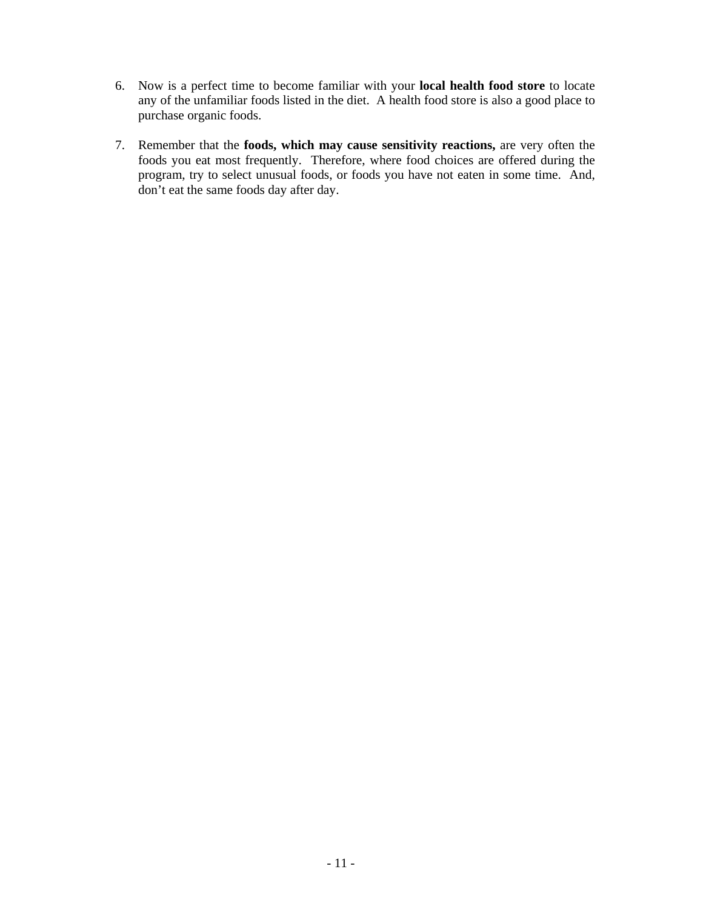6. Now is a perfect time to become familiar with your **local health food store** to locate any of the unfamiliar foods listed in the diet. A health food store is also a good place to purchase organic foods.

7. Remember that the **foods, which may cause sensitivity reactions,** are very often the foods you eat most frequently. Therefore, where food choices are offered during the program, try to select unusual foods, or foods you have not eaten in some time. And, don't eat the same foods day after day.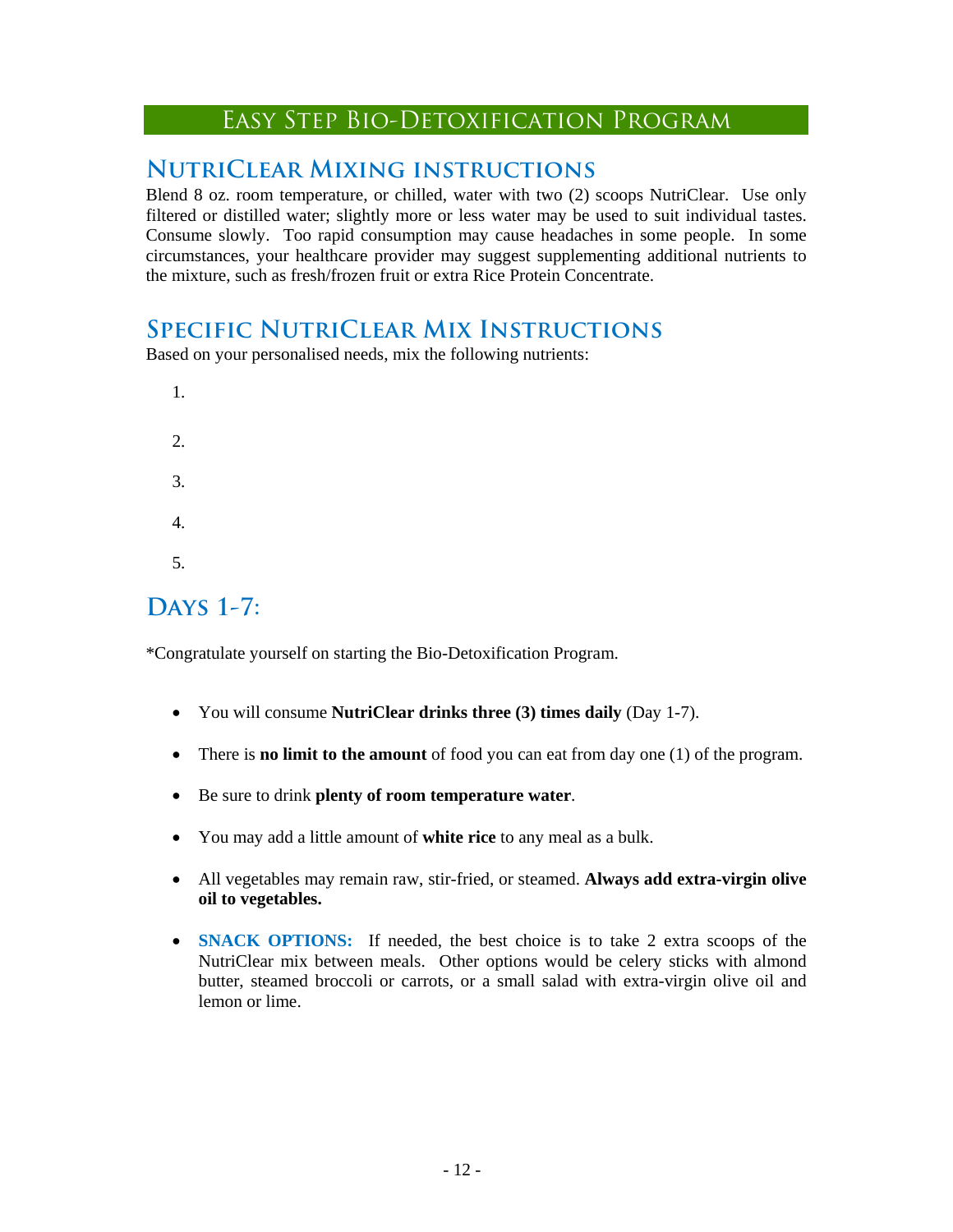# Easy Step Bio-Detoxification Program

## NutriClear Mixing instructions

Blend 8 oz. room temperature, or chilled, water with two (2) scoops NutriClear. Use only filtered or distilled water; slightly more or less water may be used to suit individual tastes. Consume slowly. Too rapid consumption may cause headaches in some people. In some circumstances, your healthcare provider may suggest supplementing additional nutrients to the mixture, such as fresh/frozen fruit or extra Rice Protein Concentrate.

## Specific NutriClear Mix Instructions

Based on your personalised needs, mix the following nutrients:

1. 
2. 
3. 
4. 
5. 

## Days 1-7:

*Congratulate yourself on starting the Bio-Detoxification Program.

- You will consume **NutriClear drinks three (3) times daily** (Day 1-7).
- There is **no limit to the amount** of food you can eat from day one (1) of the program.
- Be sure to drink **plenty of room temperature water**.
- You may add a little amount of **white rice** to any meal as a bulk.
- All vegetables may remain raw, stir-fried, or steamed. **Always add extra-virgin olive oil to vegetables.**
- **SNACK OPTIONS:** If needed, the best choice is to take 2 extra scoops of the NutriClear mix between meals. Other options would be celery sticks with almond butter, steamed broccoli or carrots, or a small salad with extra-virgin olive oil and lemon or lime.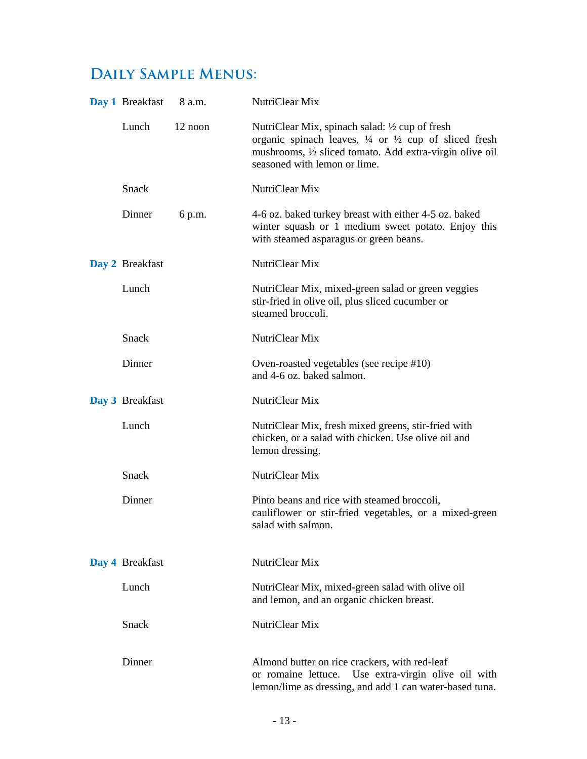## Daily Sample Menus:

| | | | |
|---|---|---|---|
| **Day 1** | Breakfast | 8 a.m. | NutriClear Mix |
| | Lunch | 12 noon | NutriClear Mix, spinach salad: ½ cup of fresh organic spinach leaves, ¼ or ½ cup of sliced fresh mushrooms, ½ sliced tomato. Add extra-virgin olive oil seasoned with lemon or lime. |
| | Snack | | NutriClear Mix |
| | Dinner | 6 p.m. | 4-6 oz. baked turkey breast with either 4-5 oz. baked winter squash or 1 medium sweet potato. Enjoy this with steamed asparagus or green beans. |
| **Day 2** | Breakfast | | NutriClear Mix |
| | Lunch | | NutriClear Mix, mixed-green salad or green veggies stir-fried in olive oil, plus sliced cucumber or steamed broccoli. |
| | Snack | | NutriClear Mix |
| | Dinner | | Oven-roasted vegetables (see recipe #10) and 4-6 oz. baked salmon. |
| **Day 3** | Breakfast | | NutriClear Mix |
| | Lunch | | NutriClear Mix, fresh mixed greens, stir-fried with chicken, or a salad with chicken. Use olive oil and lemon dressing. |
| | Snack | | NutriClear Mix |
| | Dinner | | Pinto beans and rice with steamed broccoli, cauliflower or stir-fried vegetables, or a mixed-green salad with salmon. |
| **Day 4** | Breakfast | | NutriClear Mix |
| | Lunch | | NutriClear Mix, mixed-green salad with olive oil and lemon, and an organic chicken breast. |
| | Snack | | NutriClear Mix |
| | Dinner | | Almond butter on rice crackers, with red-leaf or romaine lettuce. Use extra-virgin olive oil with lemon/lime as dressing, and add 1 can water-based tuna. |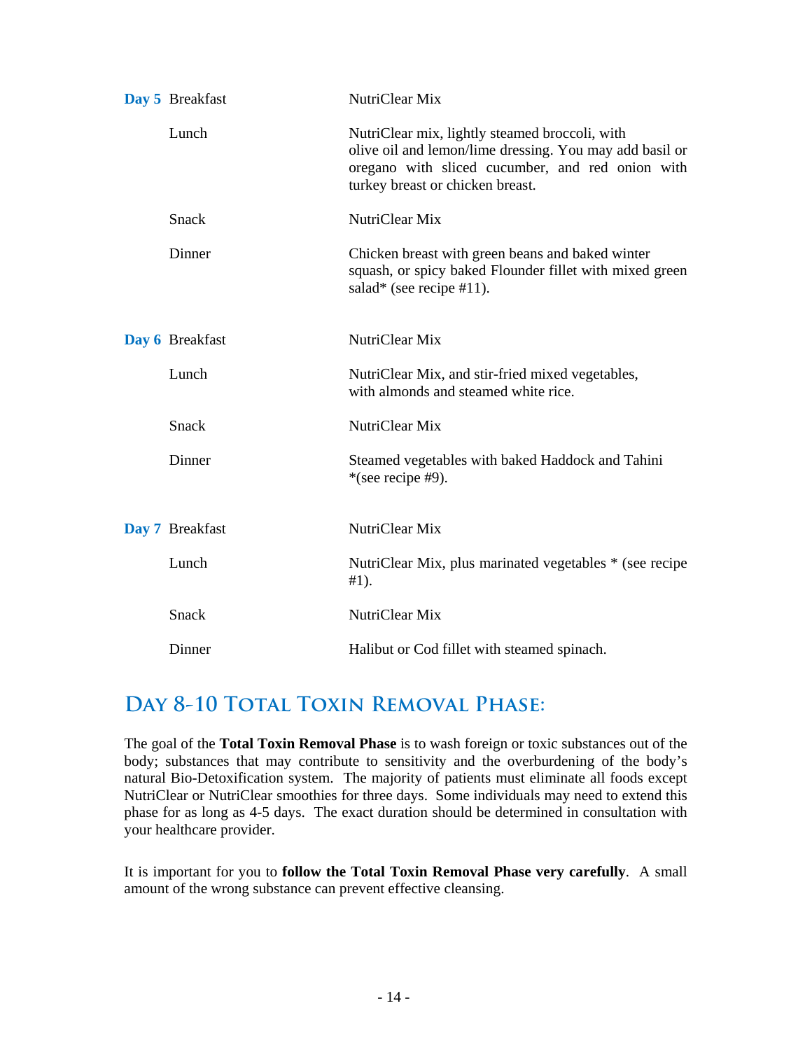| | | |
|---|---|---|
| **Day 5** | Breakfast | NutriClear Mix |
| | Lunch | NutriClear mix, lightly steamed broccoli, with olive oil and lemon/lime dressing. You may add basil or oregano with sliced cucumber, and red onion with turkey breast or chicken breast. |
| | Snack | NutriClear Mix |
| | Dinner | Chicken breast with green beans and baked winter squash, or spicy baked Flounder fillet with mixed green salad* (see recipe #11). |
| **Day 6** | Breakfast | NutriClear Mix |
| | Lunch | NutriClear Mix, and stir-fried mixed vegetables, with almonds and steamed white rice. |
| | Snack | NutriClear Mix |
| | Dinner | Steamed vegetables with baked Haddock and Tahini *(see recipe #9). |
| **Day 7** | Breakfast | NutriClear Mix |
| | Lunch | NutriClear Mix, plus marinated vegetables * (see recipe #1). |
| | Snack | NutriClear Mix |
| | Dinner | Halibut or Cod fillet with steamed spinach. |

## Day 8-10 Total Toxin Removal Phase:

The goal of the **Total Toxin Removal Phase** is to wash foreign or toxic substances out of the body; substances that may contribute to sensitivity and the overburdening of the body's natural Bio-Detoxification system. The majority of patients must eliminate all foods except NutriClear or NutriClear smoothies for three days. Some individuals may need to extend this phase for as long as 4-5 days. The exact duration should be determined in consultation with your healthcare provider.

It is important for you to **follow the Total Toxin Removal Phase very carefully**. A small amount of the wrong substance can prevent effective cleansing.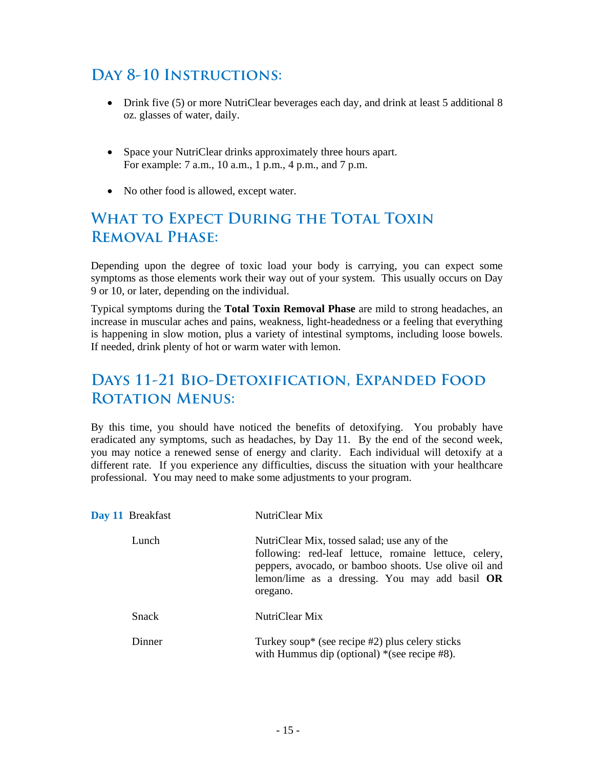## Day 8-10 Instructions:

- Drink five (5) or more NutriClear beverages each day, and drink at least 5 additional 8 oz. glasses of water, daily.

- Space your NutriClear drinks approximately three hours apart.
  For example: 7 a.m., 10 a.m., 1 p.m., 4 p.m., and 7 p.m.

- No other food is allowed, except water.

## What to Expect During the Total Toxin Removal Phase:

Depending upon the degree of toxic load your body is carrying, you can expect some symptoms as those elements work their way out of your system. This usually occurs on Day 9 or 10, or later, depending on the individual.

Typical symptoms during the **Total Toxin Removal Phase** are mild to strong headaches, an increase in muscular aches and pains, weakness, light-headedness or a feeling that everything is happening in slow motion, plus a variety of intestinal symptoms, including loose bowels. If needed, drink plenty of hot or warm water with lemon.

## Days 11-21 Bio-Detoxification, Expanded Food Rotation Menus:

By this time, you should have noticed the benefits of detoxifying. You probably have eradicated any symptoms, such as headaches, by Day 11. By the end of the second week, you may notice a renewed sense of energy and clarity. Each individual will detoxify at a different rate. If you experience any difficulties, discuss the situation with your healthcare professional. You may need to make some adjustments to your program.

| | | |
|---|---|---|
| **Day 11** | Breakfast | NutriClear Mix |
| | Lunch | NutriClear Mix, tossed salad; use any of the following: red-leaf lettuce, romaine lettuce, celery, peppers, avocado, or bamboo shoots. Use olive oil and lemon/lime as a dressing. You may add basil **OR** oregano. |
| | Snack | NutriClear Mix |
| | Dinner | Turkey soup* (see recipe #2) plus celery sticks with Hummus dip (optional) *(see recipe #8). |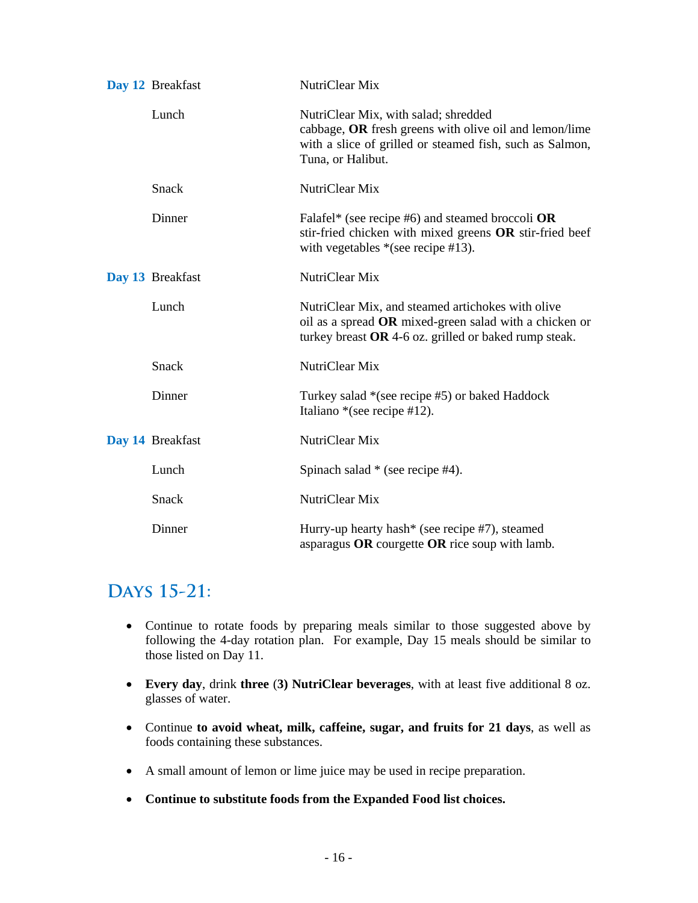| | | |
|---|---|---|
| **Day 12** | Breakfast | NutriClear Mix |
| | Lunch | NutriClear Mix, with salad; shredded cabbage, **OR** fresh greens with olive oil and lemon/lime with a slice of grilled or steamed fish, such as Salmon, Tuna, or Halibut. |
| | Snack | NutriClear Mix |
| | Dinner | Falafel* (see recipe #6) and steamed broccoli **OR** stir-fried chicken with mixed greens **OR** stir-fried beef with vegetables *(see recipe #13). |
| **Day 13** | Breakfast | NutriClear Mix |
| | Lunch | NutriClear Mix, and steamed artichokes with olive oil as a spread **OR** mixed-green salad with a chicken or turkey breast **OR** 4-6 oz. grilled or baked rump steak. |
| | Snack | NutriClear Mix |
| | Dinner | Turkey salad *(see recipe #5) or baked Haddock Italiano *(see recipe #12). |
| **Day 14** | Breakfast | NutriClear Mix |
| | Lunch | Spinach salad * (see recipe #4). |
| | Snack | NutriClear Mix |
| | Dinner | Hurry-up hearty hash* (see recipe #7), steamed asparagus **OR** courgette **OR** rice soup with lamb. |

## Days 15-21:

- Continue to rotate foods by preparing meals similar to those suggested above by following the 4-day rotation plan. For example, Day 15 meals should be similar to those listed on Day 11.
- **Every day**, drink **three** (**3) NutriClear beverages**, with at least five additional 8 oz. glasses of water.
- Continue **to avoid wheat, milk, caffeine, sugar, and fruits for 21 days**, as well as foods containing these substances.
- A small amount of lemon or lime juice may be used in recipe preparation.
- **Continue to substitute foods from the Expanded Food list choices.**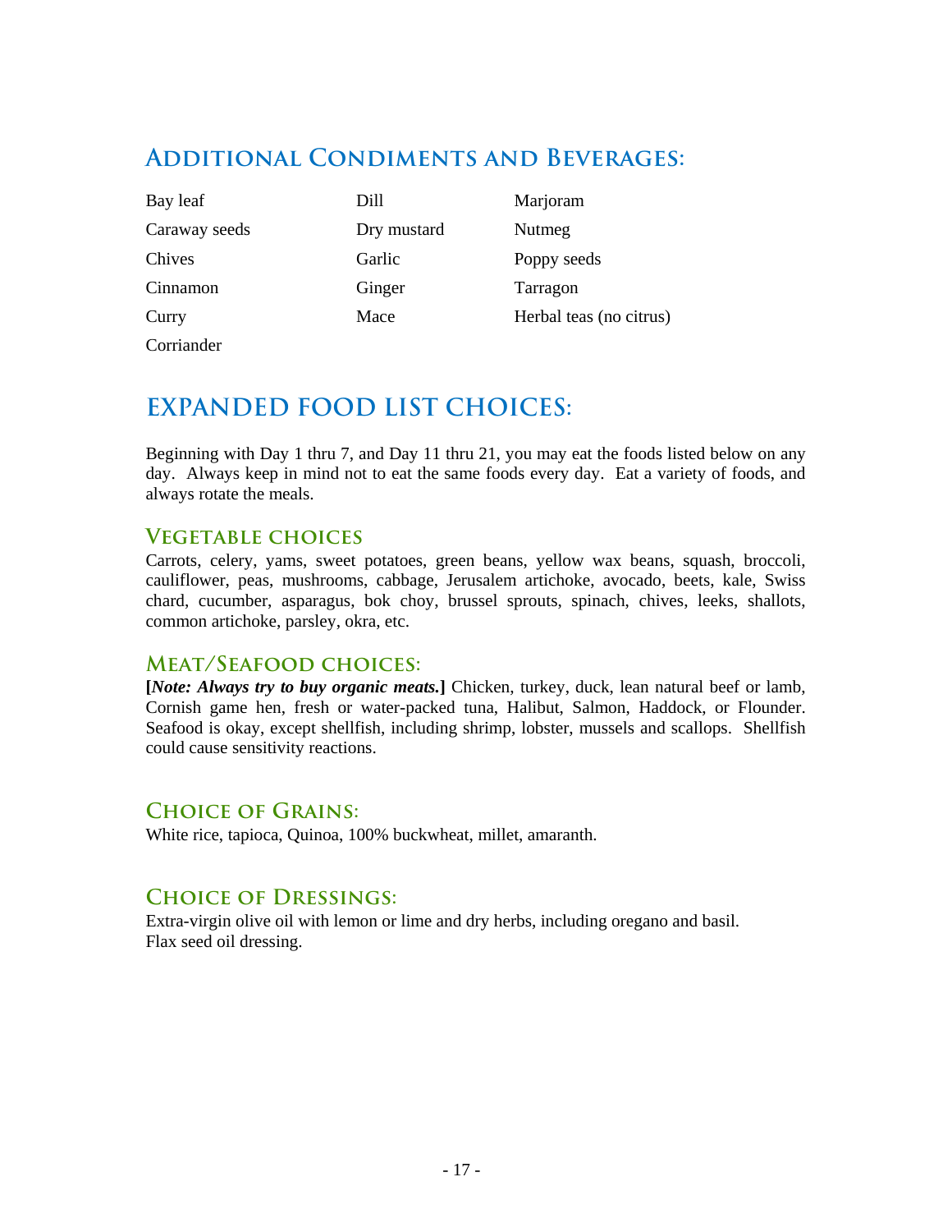## Additional Condiments and Beverages:

| | | |
|---|---|---|
| Bay leaf | Dill | Marjoram |
| Caraway seeds | Dry mustard | Nutmeg |
| Chives | Garlic | Poppy seeds |
| Cinnamon | Ginger | Tarragon |
| Curry | Mace | Herbal teas (no citrus) |
| Corriander | | |

## EXPANDED FOOD LIST CHOICES:

Beginning with Day 1 thru 7, and Day 11 thru 21, you may eat the foods listed below on any day. Always keep in mind not to eat the same foods every day. Eat a variety of foods, and always rotate the meals.

### Vegetable choices

Carrots, celery, yams, sweet potatoes, green beans, yellow wax beans, squash, broccoli, cauliflower, peas, mushrooms, cabbage, Jerusalem artichoke, avocado, beets, kale, Swiss chard, cucumber, asparagus, bok choy, brussel sprouts, spinach, chives, leeks, shallots, common artichoke, parsley, okra, etc.

### Meat/Seafood choices:

**[*Note: Always try to buy organic meats.*]** Chicken, turkey, duck, lean natural beef or lamb, Cornish game hen, fresh or water-packed tuna, Halibut, Salmon, Haddock, or Flounder. Seafood is okay, except shellfish, including shrimp, lobster, mussels and scallops. Shellfish could cause sensitivity reactions.

### Choice of Grains:

White rice, tapioca, Quinoa, 100% buckwheat, millet, amaranth.

### Choice of Dressings:

Extra-virgin olive oil with lemon or lime and dry herbs, including oregano and basil.
Flax seed oil dressing.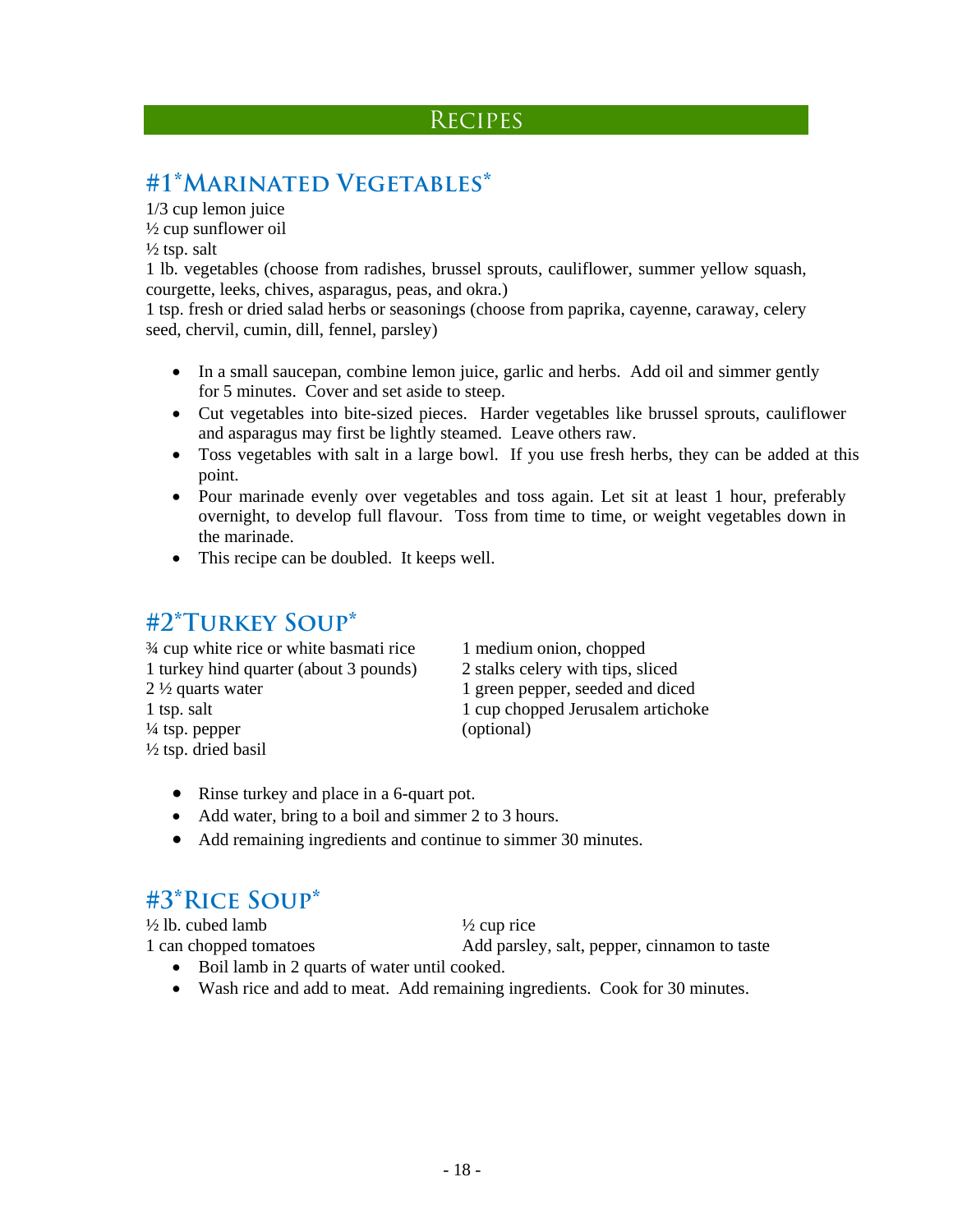# Recipes

## #1*Marinated Vegetables*

1/3 cup lemon juice
½ cup sunflower oil
½ tsp. salt
1 lb. vegetables (choose from radishes, brussel sprouts, cauliflower, summer yellow squash, courgette, leeks, chives, asparagus, peas, and okra.)
1 tsp. fresh or dried salad herbs or seasonings (choose from paprika, cayenne, caraway, celery seed, chervil, cumin, dill, fennel, parsley)

- In a small saucepan, combine lemon juice, garlic and herbs. Add oil and simmer gently for 5 minutes. Cover and set aside to steep.
- Cut vegetables into bite-sized pieces. Harder vegetables like brussel sprouts, cauliflower and asparagus may first be lightly steamed. Leave others raw.
- Toss vegetables with salt in a large bowl. If you use fresh herbs, they can be added at this point.
- Pour marinade evenly over vegetables and toss again. Let sit at least 1 hour, preferably overnight, to develop full flavour. Toss from time to time, or weight vegetables down in the marinade.
- This recipe can be doubled. It keeps well.

## #2*Turkey Soup*

¾ cup white rice or white basmati rice
1 turkey hind quarter (about 3 pounds)
2 ½ quarts water
1 tsp. salt
¼ tsp. pepper
½ tsp. dried basil
1 medium onion, chopped
2 stalks celery with tips, sliced
1 green pepper, seeded and diced
1 cup chopped Jerusalem artichoke (optional)

- Rinse turkey and place in a 6-quart pot.
- Add water, bring to a boil and simmer 2 to 3 hours.
- Add remaining ingredients and continue to simmer 30 minutes.

## #3*Rice Soup*

½ lb. cubed lamb
1 can chopped tomatoes
½ cup rice
Add parsley, salt, pepper, cinnamon to taste

- Boil lamb in 2 quarts of water until cooked.
- Wash rice and add to meat. Add remaining ingredients. Cook for 30 minutes.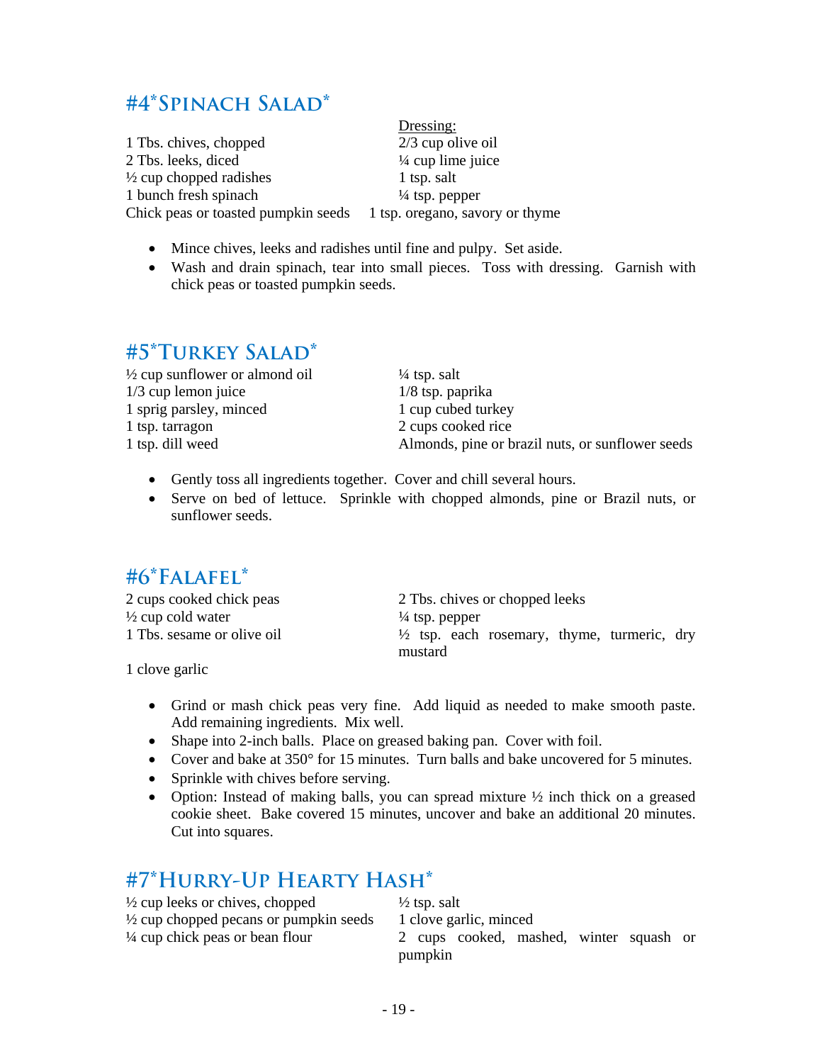## #4*Spinach Salad*

1 Tbs. chives, chopped
2 Tbs. leeks, diced
½ cup chopped radishes
1 bunch fresh spinach
Chick peas or toasted pumpkin seeds

Dressing:
2/3 cup olive oil
¼ cup lime juice
1 tsp. salt
¼ tsp. pepper
1 tsp. oregano, savory or thyme

- Mince chives, leeks and radishes until fine and pulpy. Set aside.
- Wash and drain spinach, tear into small pieces. Toss with dressing. Garnish with chick peas or toasted pumpkin seeds.

## #5*Turkey Salad*

½ cup sunflower or almond oil
1/3 cup lemon juice
1 sprig parsley, minced
1 tsp. tarragon
1 tsp. dill weed
¼ tsp. salt
1/8 tsp. paprika
1 cup cubed turkey
2 cups cooked rice
Almonds, pine or brazil nuts, or sunflower seeds

- Gently toss all ingredients together. Cover and chill several hours.
- Serve on bed of lettuce. Sprinkle with chopped almonds, pine or Brazil nuts, or sunflower seeds.

## #6*Falafel*

2 cups cooked chick peas
½ cup cold water
1 Tbs. sesame or olive oil
2 Tbs. chives or chopped leeks
¼ tsp. pepper
½ tsp. each rosemary, thyme, turmeric, dry mustard
1 clove garlic

- Grind or mash chick peas very fine. Add liquid as needed to make smooth paste. Add remaining ingredients. Mix well.
- Shape into 2-inch balls. Place on greased baking pan. Cover with foil.
- Cover and bake at 350° for 15 minutes. Turn balls and bake uncovered for 5 minutes.
- Sprinkle with chives before serving.
- Option: Instead of making balls, you can spread mixture ½ inch thick on a greased cookie sheet. Bake covered 15 minutes, uncover and bake an additional 20 minutes. Cut into squares.

## #7*Hurry-Up Hearty Hash*

½ cup leeks or chives, chopped
½ cup chopped pecans or pumpkin seeds
¼ cup chick peas or bean flour
½ tsp. salt
1 clove garlic, minced
2 cups cooked, mashed, winter squash or pumpkin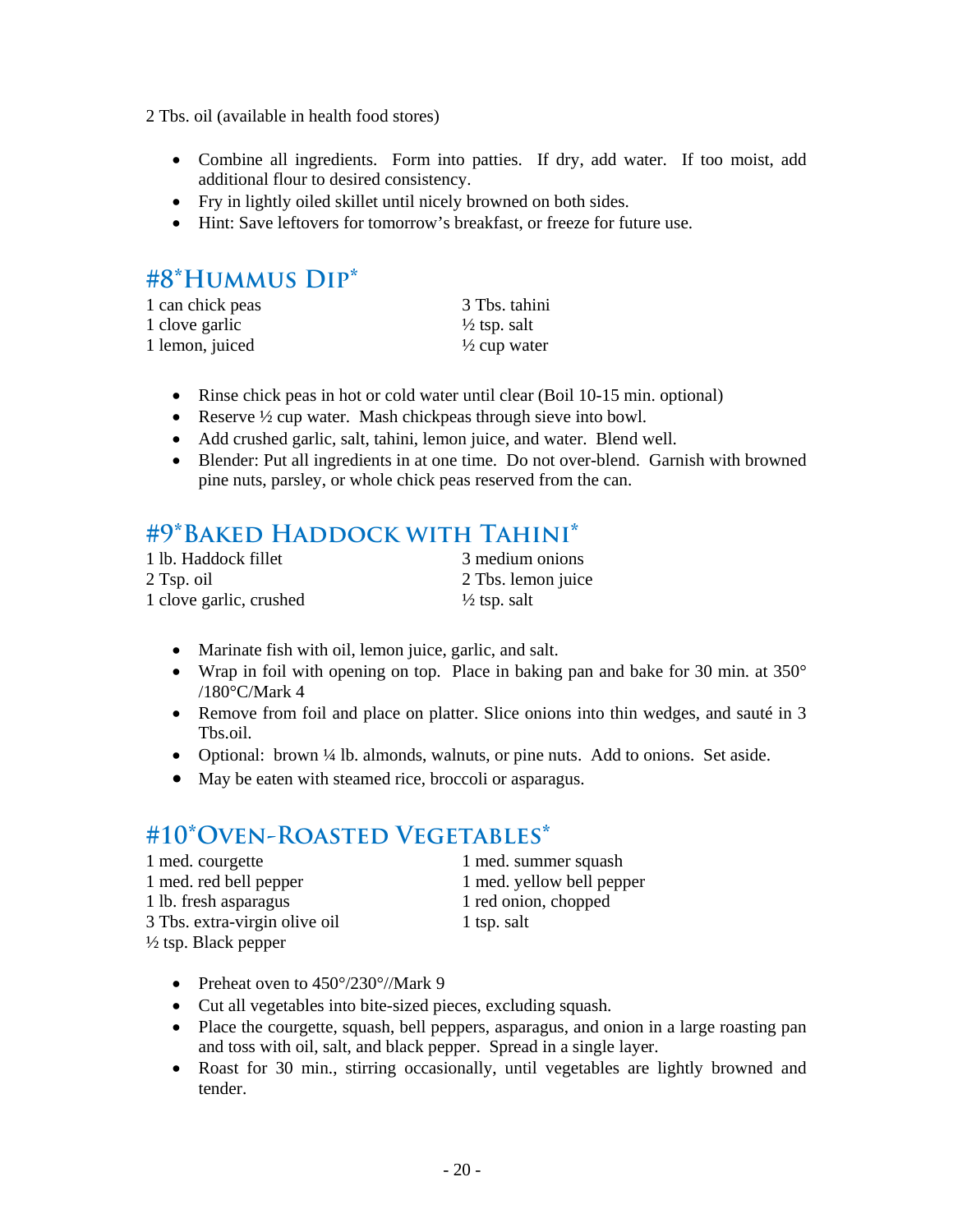2 Tbs. oil (available in health food stores)

- Combine all ingredients. Form into patties. If dry, add water. If too moist, add additional flour to desired consistency.
- Fry in lightly oiled skillet until nicely browned on both sides.
- Hint: Save leftovers for tomorrow's breakfast, or freeze for future use.

## #8*Hummus Dip*

1 can chick peas
1 clove garlic
1 lemon, juiced
3 Tbs. tahini
½ tsp. salt
½ cup water

- Rinse chick peas in hot or cold water until clear (Boil 10-15 min. optional)
- Reserve ½ cup water. Mash chickpeas through sieve into bowl.
- Add crushed garlic, salt, tahini, lemon juice, and water. Blend well.
- Blender: Put all ingredients in at one time. Do not over-blend. Garnish with browned pine nuts, parsley, or whole chick peas reserved from the can.

## #9*Baked Haddock with Tahini*

1 lb. Haddock fillet
2 Tsp. oil
1 clove garlic, crushed
3 medium onions
2 Tbs. lemon juice
½ tsp. salt

- Marinate fish with oil, lemon juice, garlic, and salt.
- Wrap in foil with opening on top. Place in baking pan and bake for 30 min. at 350° /180°C/Mark 4
- Remove from foil and place on platter. Slice onions into thin wedges, and sauté in 3 Tbs.oil.
- Optional: brown ¼ lb. almonds, walnuts, or pine nuts. Add to onions. Set aside.
- May be eaten with steamed rice, broccoli or asparagus.

## #10*Oven-Roasted Vegetables*

1 med. courgette
1 med. red bell pepper
1 lb. fresh asparagus
3 Tbs. extra-virgin olive oil
½ tsp. Black pepper
1 med. summer squash
1 med. yellow bell pepper
1 red onion, chopped
1 tsp. salt

- Preheat oven to 450°/230°//Mark 9
- Cut all vegetables into bite-sized pieces, excluding squash.
- Place the courgette, squash, bell peppers, asparagus, and onion in a large roasting pan and toss with oil, salt, and black pepper. Spread in a single layer.
- Roast for 30 min., stirring occasionally, until vegetables are lightly browned and tender.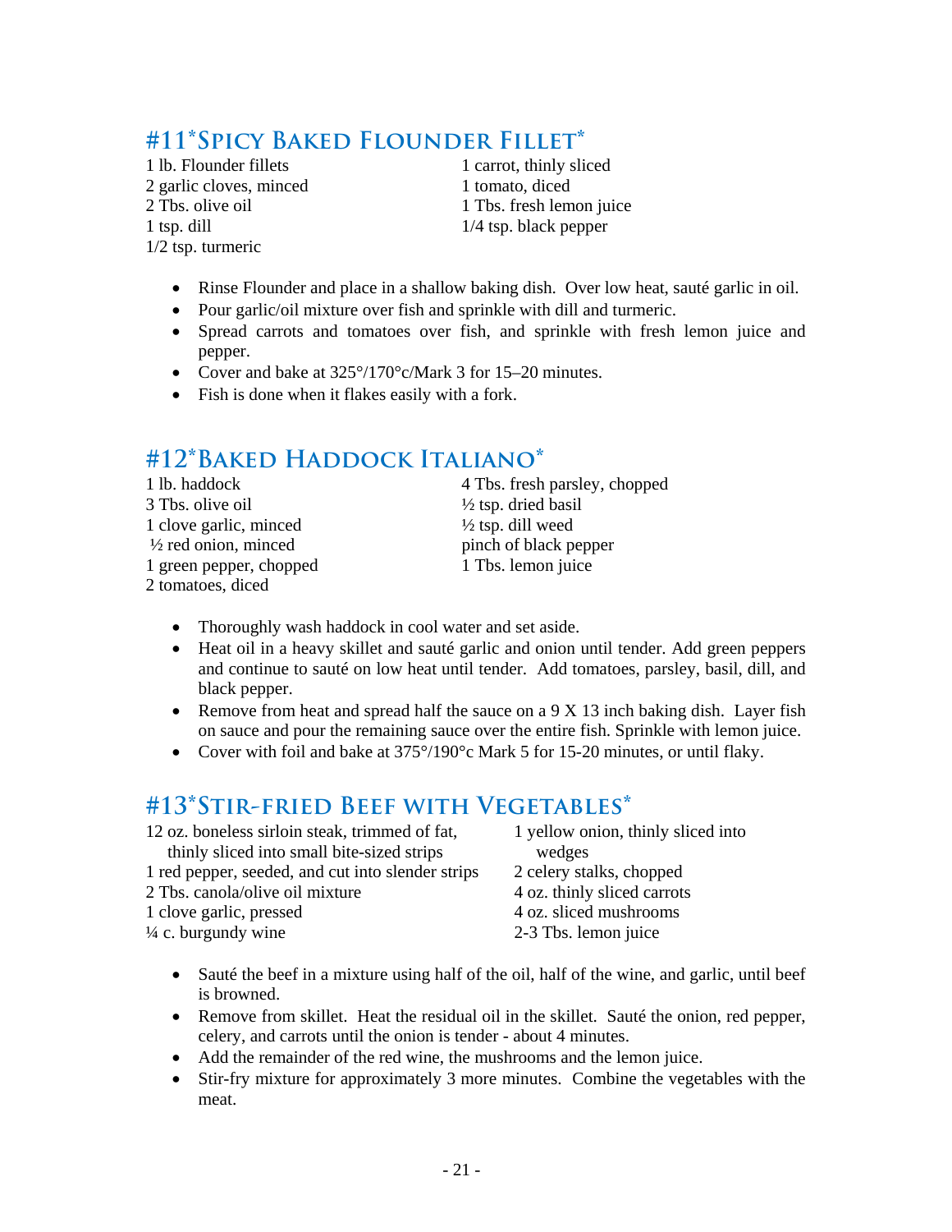## #11*Spicy Baked Flounder Fillet*

1 lb. Flounder fillets
2 garlic cloves, minced
2 Tbs. olive oil
1 tsp. dill
1/2 tsp. turmeric
1 carrot, thinly sliced
1 tomato, diced
1 Tbs. fresh lemon juice
1/4 tsp. black pepper

- Rinse Flounder and place in a shallow baking dish. Over low heat, sauté garlic in oil.
- Pour garlic/oil mixture over fish and sprinkle with dill and turmeric.
- Spread carrots and tomatoes over fish, and sprinkle with fresh lemon juice and pepper.
- Cover and bake at 325°/170°c/Mark 3 for 15–20 minutes.
- Fish is done when it flakes easily with a fork.

## #12*Baked Haddock Italiano*

1 lb. haddock
3 Tbs. olive oil
1 clove garlic, minced
½ red onion, minced
1 green pepper, chopped
2 tomatoes, diced
4 Tbs. fresh parsley, chopped
½ tsp. dried basil
½ tsp. dill weed
pinch of black pepper
1 Tbs. lemon juice

- Thoroughly wash haddock in cool water and set aside.
- Heat oil in a heavy skillet and sauté garlic and onion until tender. Add green peppers and continue to sauté on low heat until tender. Add tomatoes, parsley, basil, dill, and black pepper.
- Remove from heat and spread half the sauce on a 9 X 13 inch baking dish. Layer fish on sauce and pour the remaining sauce over the entire fish. Sprinkle with lemon juice.
- Cover with foil and bake at 375°/190°c Mark 5 for 15-20 minutes, or until flaky.

## #13*Stir-Fried Beef with Vegetables*

12 oz. boneless sirloin steak, trimmed of fat, thinly sliced into small bite-sized strips
1 red pepper, seeded, and cut into slender strips
2 Tbs. canola/olive oil mixture
1 clove garlic, pressed
¼ c. burgundy wine
1 yellow onion, thinly sliced into wedges
2 celery stalks, chopped
4 oz. thinly sliced carrots
4 oz. sliced mushrooms
2-3 Tbs. lemon juice

- Sauté the beef in a mixture using half of the oil, half of the wine, and garlic, until beef is browned.
- Remove from skillet. Heat the residual oil in the skillet. Sauté the onion, red pepper, celery, and carrots until the onion is tender - about 4 minutes.
- Add the remainder of the red wine, the mushrooms and the lemon juice.
- Stir-fry mixture for approximately 3 more minutes. Combine the vegetables with the meat.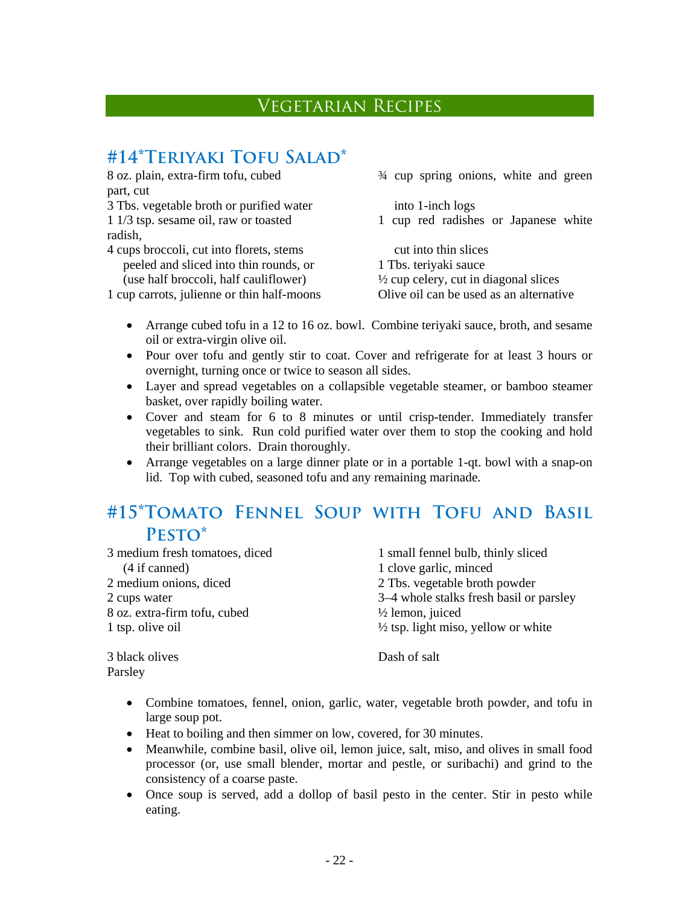## Vegetarian Recipes

### #14*Teriyaki Tofu Salad*

8 oz. plain, extra-firm tofu, cubed
3 Tbs. vegetable broth or purified water
1 1/3 tsp. sesame oil, raw or toasted
4 cups broccoli, cut into florets, stems peeled and sliced into thin rounds, or (use half broccoli, half cauliflower)
1 cup carrots, julienne or thin half-moons
¾ cup spring onions, white and green part, cut into 1-inch logs
1 cup red radishes or Japanese white radish, cut into thin slices
1 Tbs. teriyaki sauce
½ cup celery, cut in diagonal slices
Olive oil can be used as an alternative

- Arrange cubed tofu in a 12 to 16 oz. bowl. Combine teriyaki sauce, broth, and sesame oil or extra-virgin olive oil.
- Pour over tofu and gently stir to coat. Cover and refrigerate for at least 3 hours or overnight, turning once or twice to season all sides.
- Layer and spread vegetables on a collapsible vegetable steamer, or bamboo steamer basket, over rapidly boiling water.
- Cover and steam for 6 to 8 minutes or until crisp-tender. Immediately transfer vegetables to sink. Run cold purified water over them to stop the cooking and hold their brilliant colors. Drain thoroughly.
- Arrange vegetables on a large dinner plate or in a portable 1-qt. bowl with a snap-on lid. Top with cubed, seasoned tofu and any remaining marinade.

### #15*Tomato Fennel Soup with Tofu and Basil Pesto*

3 medium fresh tomatoes, diced (4 if canned)
2 medium onions, diced
2 cups water
8 oz. extra-firm tofu, cubed
1 tsp. olive oil
1 small fennel bulb, thinly sliced
1 clove garlic, minced
2 Tbs. vegetable broth powder
3–4 whole stalks fresh basil or parsley
½ lemon, juiced
½ tsp. light miso, yellow or white

3 black olives
Parsley
Dash of salt

- Combine tomatoes, fennel, onion, garlic, water, vegetable broth powder, and tofu in large soup pot.
- Heat to boiling and then simmer on low, covered, for 30 minutes.
- Meanwhile, combine basil, olive oil, lemon juice, salt, miso, and olives in small food processor (or, use small blender, mortar and pestle, or suribachi) and grind to the consistency of a coarse paste.
- Once soup is served, add a dollop of basil pesto in the center. Stir in pesto while eating.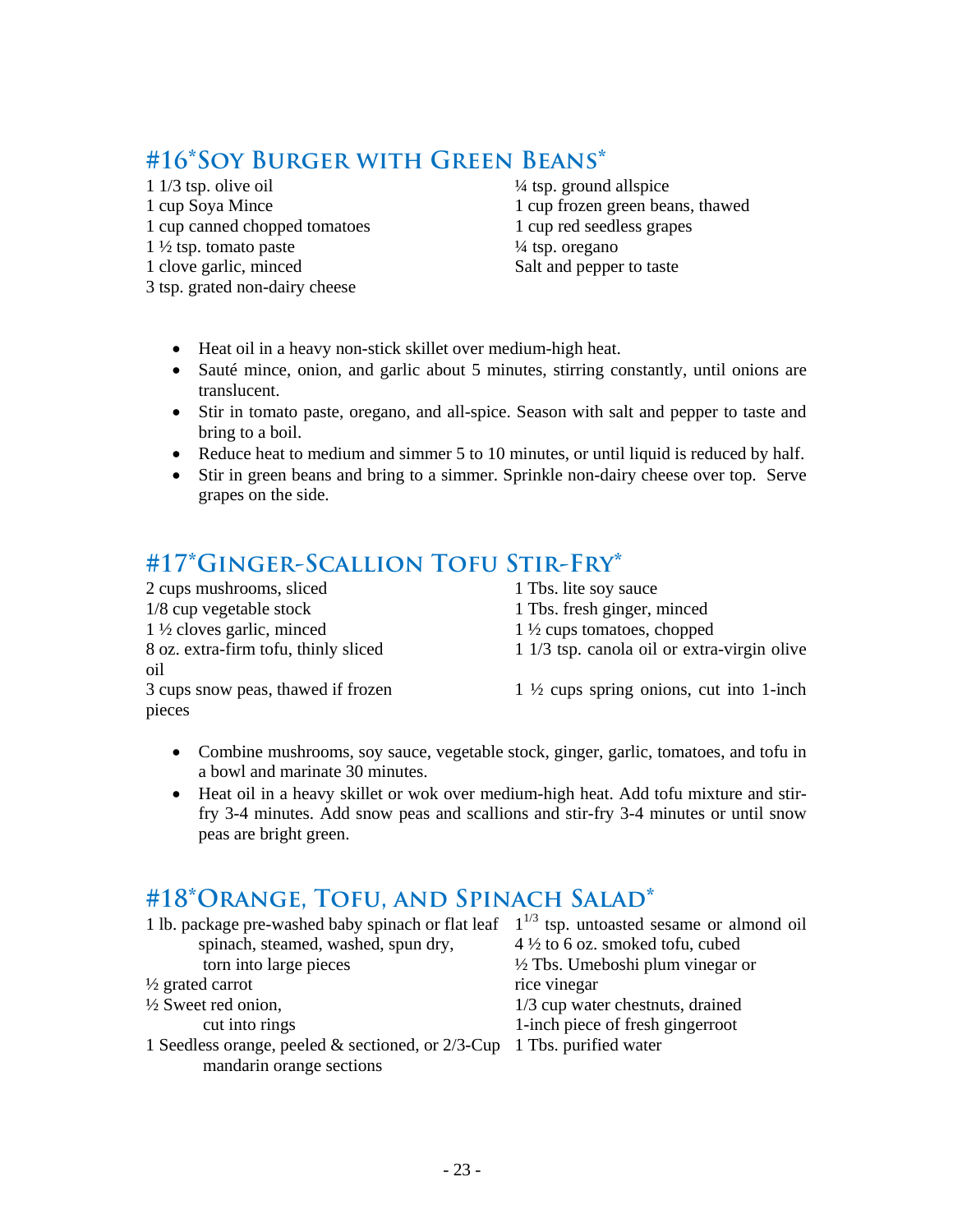## #16*Soy Burger with Green Beans*

1 1/3 tsp. olive oil
1 cup Soya Mince
1 cup canned chopped tomatoes
1 ½ tsp. tomato paste
1 clove garlic, minced
3 tsp. grated non-dairy cheese
¼ tsp. ground allspice
1 cup frozen green beans, thawed
1 cup red seedless grapes
¼ tsp. oregano
Salt and pepper to taste

- Heat oil in a heavy non-stick skillet over medium-high heat.
- Sauté mince, onion, and garlic about 5 minutes, stirring constantly, until onions are translucent.
- Stir in tomato paste, oregano, and all-spice. Season with salt and pepper to taste and bring to a boil.
- Reduce heat to medium and simmer 5 to 10 minutes, or until liquid is reduced by half.
- Stir in green beans and bring to a simmer. Sprinkle non-dairy cheese over top. Serve grapes on the side.

## #17*Ginger-Scallion Tofu Stir-Fry*

2 cups mushrooms, sliced
1/8 cup vegetable stock
1 ½ cloves garlic, minced
8 oz. extra-firm tofu, thinly sliced
3 cups snow peas, thawed if frozen
1 Tbs. lite soy sauce
1 Tbs. fresh ginger, minced
1 ½ cups tomatoes, chopped
1 1/3 tsp. canola oil or extra-virgin olive oil
1 ½ cups spring onions, cut into 1-inch pieces

- Combine mushrooms, soy sauce, vegetable stock, ginger, garlic, tomatoes, and tofu in a bowl and marinate 30 minutes.
- Heat oil in a heavy skillet or wok over medium-high heat. Add tofu mixture and stir-fry 3-4 minutes. Add snow peas and scallions and stir-fry 3-4 minutes or until snow peas are bright green.

## #18*Orange, Tofu, and Spinach Salad*

1 lb. package pre-washed baby spinach or flat leaf spinach, steamed, washed, spun dry, torn into large pieces
½ grated carrot
½ Sweet red onion, cut into rings
1 Seedless orange, peeled & sectioned, or 2/3-Cup mandarin orange sections
$1^{1/3}$ tsp. untoasted sesame or almond oil
4 ½ to 6 oz. smoked tofu, cubed
½ Tbs. Umeboshi plum vinegar or rice vinegar
1/3 cup water chestnuts, drained
1-inch piece of fresh gingerroot
1 Tbs. purified water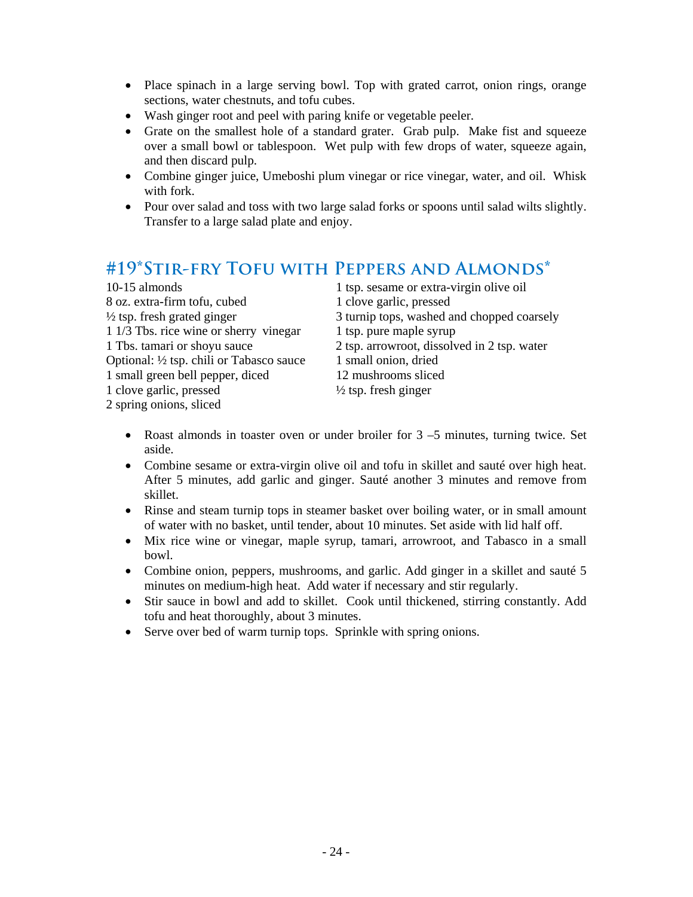- Place spinach in a large serving bowl. Top with grated carrot, onion rings, orange sections, water chestnuts, and tofu cubes.
- Wash ginger root and peel with paring knife or vegetable peeler.
- Grate on the smallest hole of a standard grater. Grab pulp. Make fist and squeeze over a small bowl or tablespoon. Wet pulp with few drops of water, squeeze again, and then discard pulp.
- Combine ginger juice, Umeboshi plum vinegar or rice vinegar, water, and oil. Whisk with fork.
- Pour over salad and toss with two large salad forks or spoons until salad wilts slightly. Transfer to a large salad plate and enjoy.

## #19*Stir-fry Tofu with Peppers and Almonds*

10-15 almonds
8 oz. extra-firm tofu, cubed
½ tsp. fresh grated ginger
1 1/3 Tbs. rice wine or sherry vinegar
1 Tbs. tamari or shoyu sauce
Optional: ½ tsp. chili or Tabasco sauce
1 small green bell pepper, diced
1 clove garlic, pressed
2 spring onions, sliced
1 tsp. sesame or extra-virgin olive oil
1 clove garlic, pressed
3 turnip tops, washed and chopped coarsely
1 tsp. pure maple syrup
2 tsp. arrowroot, dissolved in 2 tsp. water
1 small onion, dried
12 mushrooms sliced
½ tsp. fresh ginger

- Roast almonds in toaster oven or under broiler for 3 –5 minutes, turning twice. Set aside.
- Combine sesame or extra-virgin olive oil and tofu in skillet and sauté over high heat. After 5 minutes, add garlic and ginger. Sauté another 3 minutes and remove from skillet.
- Rinse and steam turnip tops in steamer basket over boiling water, or in small amount of water with no basket, until tender, about 10 minutes. Set aside with lid half off.
- Mix rice wine or vinegar, maple syrup, tamari, arrowroot, and Tabasco in a small bowl.
- Combine onion, peppers, mushrooms, and garlic. Add ginger in a skillet and sauté 5 minutes on medium-high heat. Add water if necessary and stir regularly.
- Stir sauce in bowl and add to skillet. Cook until thickened, stirring constantly. Add tofu and heat thoroughly, about 3 minutes.
- Serve over bed of warm turnip tops. Sprinkle with spring onions.